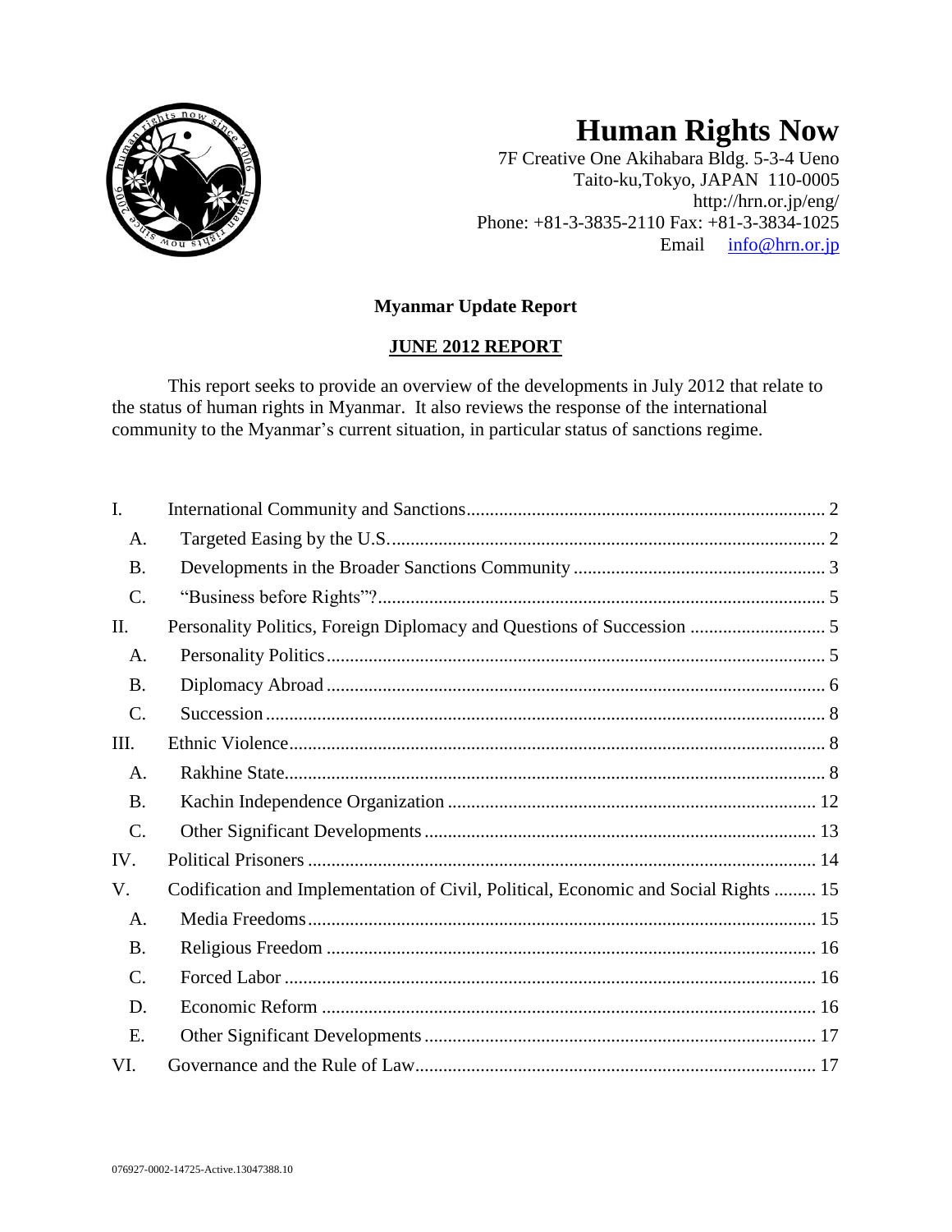# Human Rights Now

7F Creative One Akihabara Bldg. 5-3-4 Ueno
Taito-ku,Tokyo, JAPAN 110-0005
http://hrn.or.jp/eng/
Phone: +81-3-3835-2110 Fax: +81-3-3834-1025
Email info@hrn.or.jp

**Myanmar Update Report**

**JUNE 2012 REPORT**

This report seeks to provide an overview of the developments in July 2012 that relate to the status of human rights in Myanmar. It also reviews the response of the international community to the Myanmar's current situation, in particular status of sanctions regime.

| | | |
|---|---|---|
| I. | International Community and Sanctions | 2 |
| A. | Targeted Easing by the U.S. | 2 |
| B. | Developments in the Broader Sanctions Community | 3 |
| C. | "Business before Rights"? | 5 |
| II. | Personality Politics, Foreign Diplomacy and Questions of Succession | 5 |
| A. | Personality Politics | 5 |
| B. | Diplomacy Abroad | 6 |
| C. | Succession | 8 |
| III. | Ethnic Violence | 8 |
| A. | Rakhine State | 8 |
| B. | Kachin Independence Organization | 12 |
| C. | Other Significant Developments | 13 |
| IV. | Political Prisoners | 14 |
| V. | Codification and Implementation of Civil, Political, Economic and Social Rights | 15 |
| A. | Media Freedoms | 15 |
| B. | Religious Freedom | 16 |
| C. | Forced Labor | 16 |
| D. | Economic Reform | 16 |
| E. | Other Significant Developments | 17 |
| VI. | Governance and the Rule of Law | 17 |

076927-0002-14725-Active.13047388.10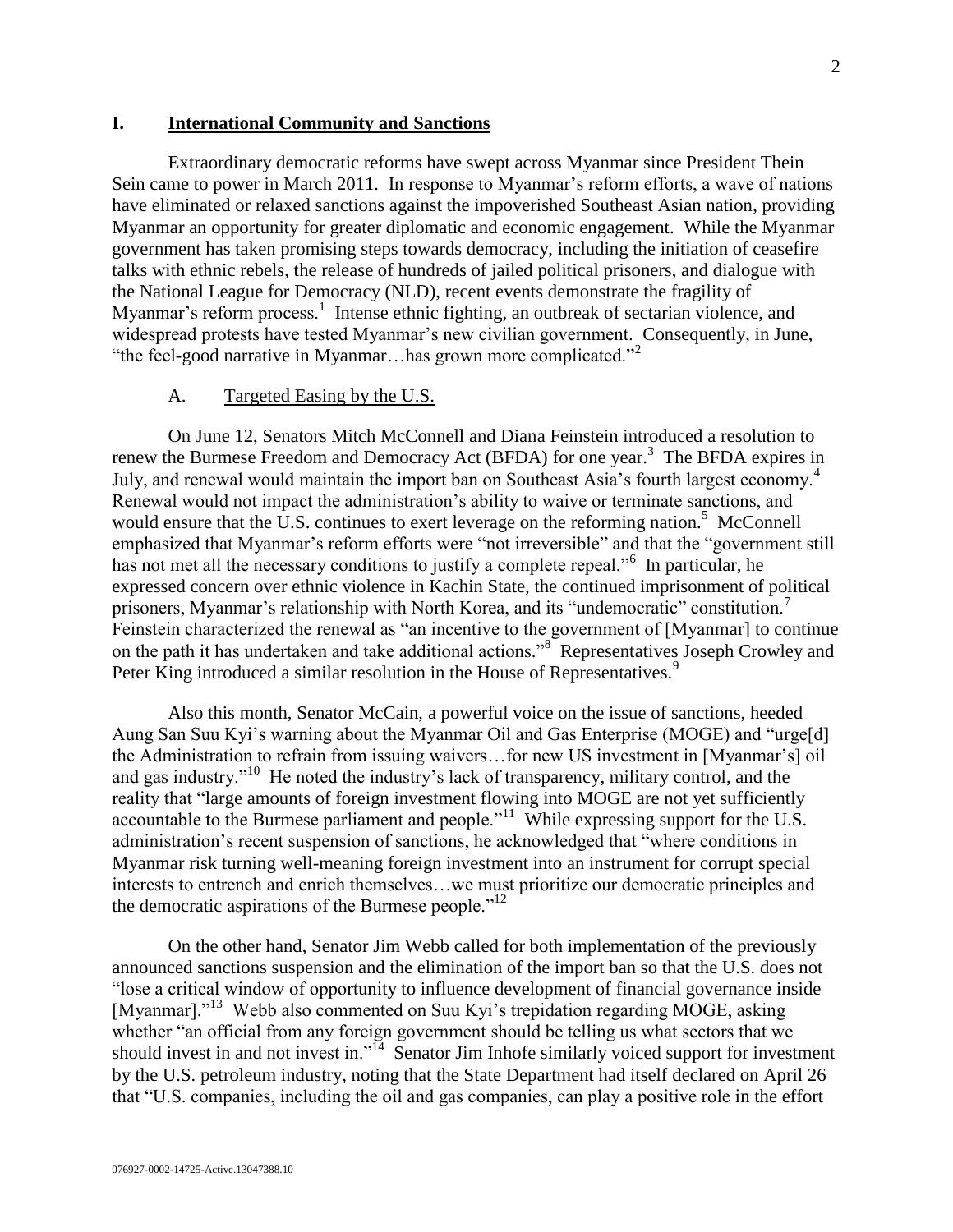## I. International Community and Sanctions

Extraordinary democratic reforms have swept across Myanmar since President Thein Sein came to power in March 2011. In response to Myanmar's reform efforts, a wave of nations have eliminated or relaxed sanctions against the impoverished Southeast Asian nation, providing Myanmar an opportunity for greater diplomatic and economic engagement. While the Myanmar government has taken promising steps towards democracy, including the initiation of ceasefire talks with ethnic rebels, the release of hundreds of jailed political prisoners, and dialogue with the National League for Democracy (NLD), recent events demonstrate the fragility of Myanmar's reform process.[1] Intense ethnic fighting, an outbreak of sectarian violence, and widespread protests have tested Myanmar's new civilian government. Consequently, in June, "the feel-good narrative in Myanmar…has grown more complicated."[2]

### A. Targeted Easing by the U.S.

On June 12, Senators Mitch McConnell and Diana Feinstein introduced a resolution to renew the Burmese Freedom and Democracy Act (BFDA) for one year.[3] The BFDA expires in July, and renewal would maintain the import ban on Southeast Asia's fourth largest economy.[4] Renewal would not impact the administration's ability to waive or terminate sanctions, and would ensure that the U.S. continues to exert leverage on the reforming nation.[5] McConnell emphasized that Myanmar's reform efforts were "not irreversible" and that the "government still has not met all the necessary conditions to justify a complete repeal."[6] In particular, he expressed concern over ethnic violence in Kachin State, the continued imprisonment of political prisoners, Myanmar's relationship with North Korea, and its "undemocratic" constitution.[7] Feinstein characterized the renewal as "an incentive to the government of [Myanmar] to continue on the path it has undertaken and take additional actions."[8] Representatives Joseph Crowley and Peter King introduced a similar resolution in the House of Representatives.[9]

Also this month, Senator McCain, a powerful voice on the issue of sanctions, heeded Aung San Suu Kyi's warning about the Myanmar Oil and Gas Enterprise (MOGE) and "urge[d] the Administration to refrain from issuing waivers…for new US investment in [Myanmar's] oil and gas industry."[10] He noted the industry's lack of transparency, military control, and the reality that "large amounts of foreign investment flowing into MOGE are not yet sufficiently accountable to the Burmese parliament and people."[11] While expressing support for the U.S. administration's recent suspension of sanctions, he acknowledged that "where conditions in Myanmar risk turning well-meaning foreign investment into an instrument for corrupt special interests to entrench and enrich themselves…we must prioritize our democratic principles and the democratic aspirations of the Burmese people."[12]

On the other hand, Senator Jim Webb called for both implementation of the previously announced sanctions suspension and the elimination of the import ban so that the U.S. does not "lose a critical window of opportunity to influence development of financial governance inside [Myanmar]."[13] Webb also commented on Suu Kyi's trepidation regarding MOGE, asking whether "an official from any foreign government should be telling us what sectors that we should invest in and not invest in."[14] Senator Jim Inhofe similarly voiced support for investment by the U.S. petroleum industry, noting that the State Department had itself declared on April 26 that "U.S. companies, including the oil and gas companies, can play a positive role in the effort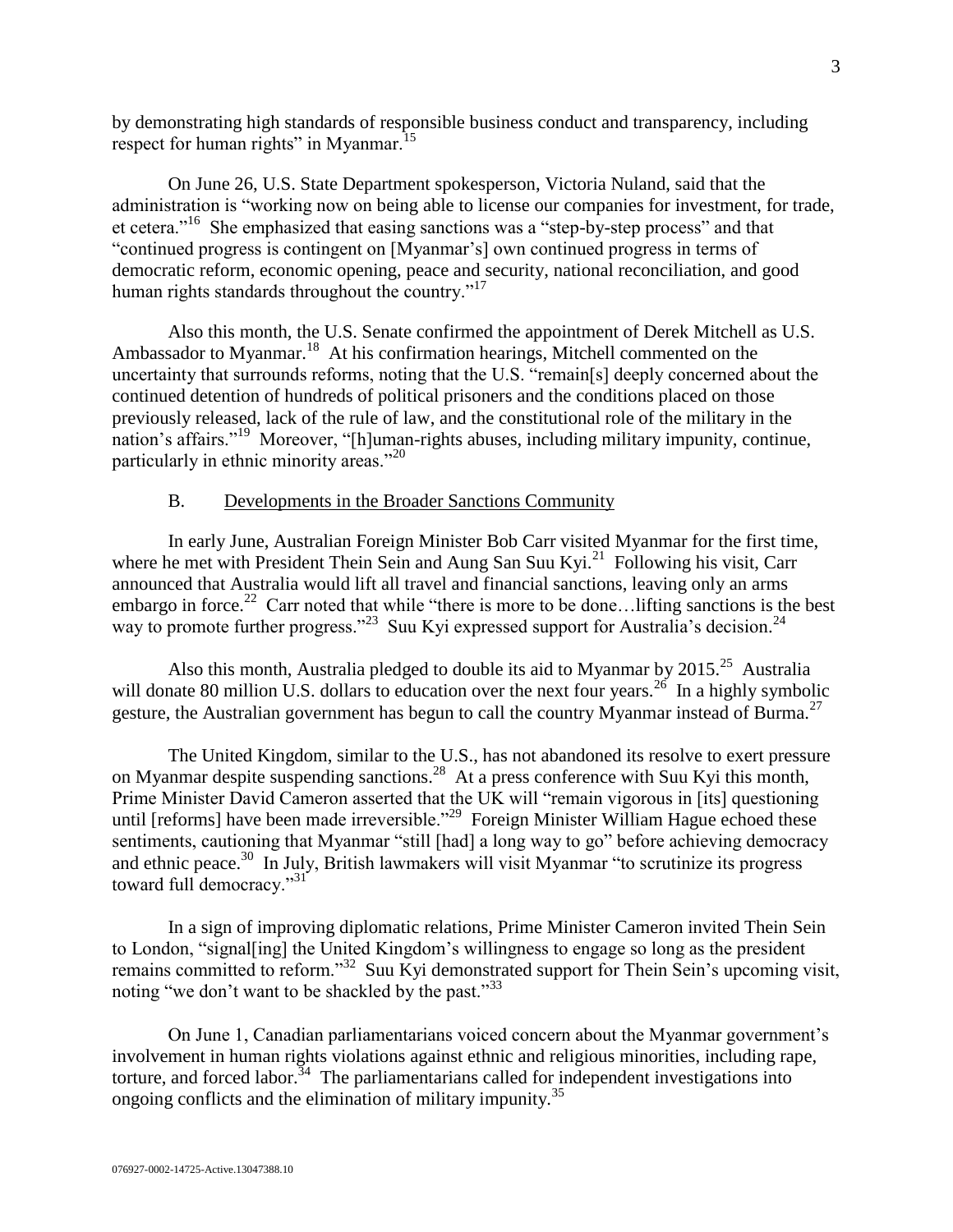by demonstrating high standards of responsible business conduct and transparency, including respect for human rights" in Myanmar.[15]

On June 26, U.S. State Department spokesperson, Victoria Nuland, said that the administration is "working now on being able to license our companies for investment, for trade, et cetera."[16] She emphasized that easing sanctions was a "step-by-step process" and that "continued progress is contingent on [Myanmar's] own continued progress in terms of democratic reform, economic opening, peace and security, national reconciliation, and good human rights standards throughout the country."[17]

Also this month, the U.S. Senate confirmed the appointment of Derek Mitchell as U.S. Ambassador to Myanmar.[18] At his confirmation hearings, Mitchell commented on the uncertainty that surrounds reforms, noting that the U.S. "remain[s] deeply concerned about the continued detention of hundreds of political prisoners and the conditions placed on those previously released, lack of the rule of law, and the constitutional role of the military in the nation's affairs."[19] Moreover, "[h]uman-rights abuses, including military impunity, continue, particularly in ethnic minority areas."[20]

### B. Developments in the Broader Sanctions Community

In early June, Australian Foreign Minister Bob Carr visited Myanmar for the first time, where he met with President Thein Sein and Aung San Suu Kyi.[21] Following his visit, Carr announced that Australia would lift all travel and financial sanctions, leaving only an arms embargo in force.[22] Carr noted that while "there is more to be done…lifting sanctions is the best way to promote further progress."[23] Suu Kyi expressed support for Australia's decision.[24]

Also this month, Australia pledged to double its aid to Myanmar by 2015.[25] Australia will donate 80 million U.S. dollars to education over the next four years.[26] In a highly symbolic gesture, the Australian government has begun to call the country Myanmar instead of Burma.[27]

The United Kingdom, similar to the U.S., has not abandoned its resolve to exert pressure on Myanmar despite suspending sanctions.[28] At a press conference with Suu Kyi this month, Prime Minister David Cameron asserted that the UK will "remain vigorous in [its] questioning until [reforms] have been made irreversible."[29] Foreign Minister William Hague echoed these sentiments, cautioning that Myanmar "still [had] a long way to go" before achieving democracy and ethnic peace.[30] In July, British lawmakers will visit Myanmar "to scrutinize its progress toward full democracy."[31]

In a sign of improving diplomatic relations, Prime Minister Cameron invited Thein Sein to London, "signal[ing] the United Kingdom's willingness to engage so long as the president remains committed to reform."[32] Suu Kyi demonstrated support for Thein Sein's upcoming visit, noting "we don't want to be shackled by the past."[33]

On June 1, Canadian parliamentarians voiced concern about the Myanmar government's involvement in human rights violations against ethnic and religious minorities, including rape, torture, and forced labor.[34] The parliamentarians called for independent investigations into ongoing conflicts and the elimination of military impunity.[35]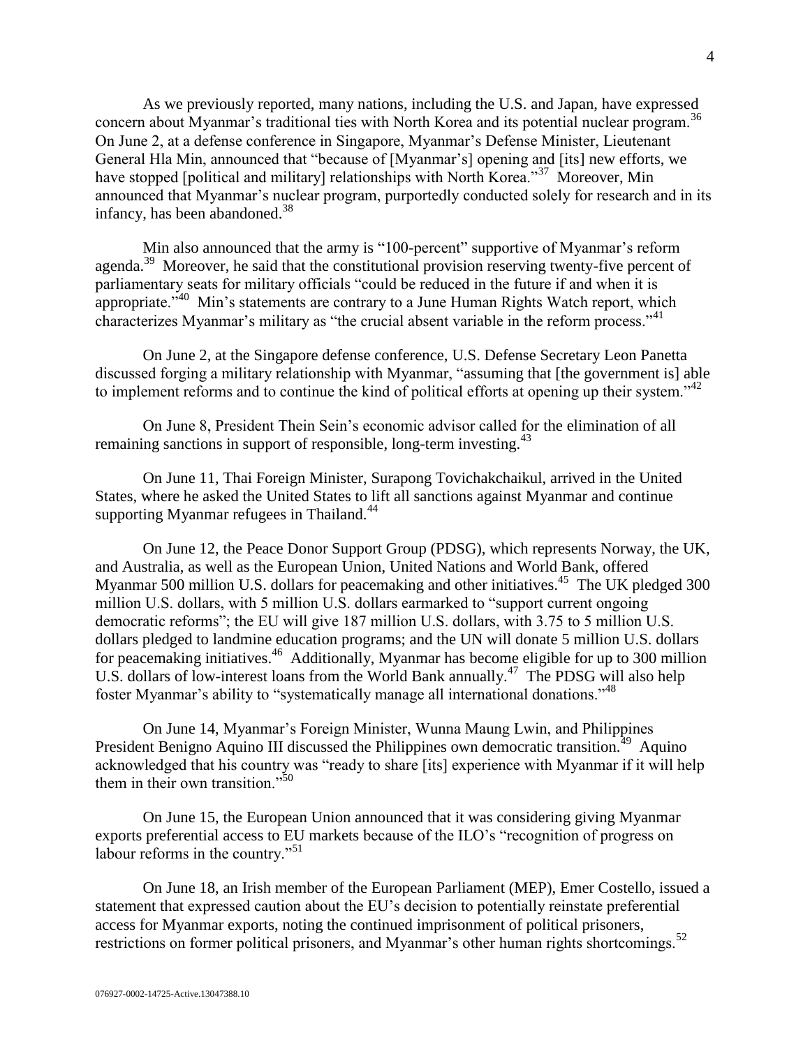As we previously reported, many nations, including the U.S. and Japan, have expressed concern about Myanmar's traditional ties with North Korea and its potential nuclear program.[36] On June 2, at a defense conference in Singapore, Myanmar's Defense Minister, Lieutenant General Hla Min, announced that "because of [Myanmar's] opening and [its] new efforts, we have stopped [political and military] relationships with North Korea."[37] Moreover, Min announced that Myanmar's nuclear program, purportedly conducted solely for research and in its infancy, has been abandoned.[38]

Min also announced that the army is "100-percent" supportive of Myanmar's reform agenda.[39] Moreover, he said that the constitutional provision reserving twenty-five percent of parliamentary seats for military officials "could be reduced in the future if and when it is appropriate."[40] Min's statements are contrary to a June Human Rights Watch report, which characterizes Myanmar's military as "the crucial absent variable in the reform process."[41]

On June 2, at the Singapore defense conference, U.S. Defense Secretary Leon Panetta discussed forging a military relationship with Myanmar, "assuming that [the government is] able to implement reforms and to continue the kind of political efforts at opening up their system."[42]

On June 8, President Thein Sein's economic advisor called for the elimination of all remaining sanctions in support of responsible, long-term investing.[43]

On June 11, Thai Foreign Minister, Surapong Tovichakchaikul, arrived in the United States, where he asked the United States to lift all sanctions against Myanmar and continue supporting Myanmar refugees in Thailand.[44]

On June 12, the Peace Donor Support Group (PDSG), which represents Norway, the UK, and Australia, as well as the European Union, United Nations and World Bank, offered Myanmar 500 million U.S. dollars for peacemaking and other initiatives.[45] The UK pledged 300 million U.S. dollars, with 5 million U.S. dollars earmarked to "support current ongoing democratic reforms"; the EU will give 187 million U.S. dollars, with 3.75 to 5 million U.S. dollars pledged to landmine education programs; and the UN will donate 5 million U.S. dollars for peacemaking initiatives.[46] Additionally, Myanmar has become eligible for up to 300 million U.S. dollars of low-interest loans from the World Bank annually.[47] The PDSG will also help foster Myanmar's ability to "systematically manage all international donations."[48]

On June 14, Myanmar's Foreign Minister, Wunna Maung Lwin, and Philippines President Benigno Aquino III discussed the Philippines own democratic transition.[49] Aquino acknowledged that his country was "ready to share [its] experience with Myanmar if it will help them in their own transition."[50]

On June 15, the European Union announced that it was considering giving Myanmar exports preferential access to EU markets because of the ILO's "recognition of progress on labour reforms in the country."[51]

On June 18, an Irish member of the European Parliament (MEP), Emer Costello, issued a statement that expressed caution about the EU's decision to potentially reinstate preferential access for Myanmar exports, noting the continued imprisonment of political prisoners, restrictions on former political prisoners, and Myanmar's other human rights shortcomings.[52]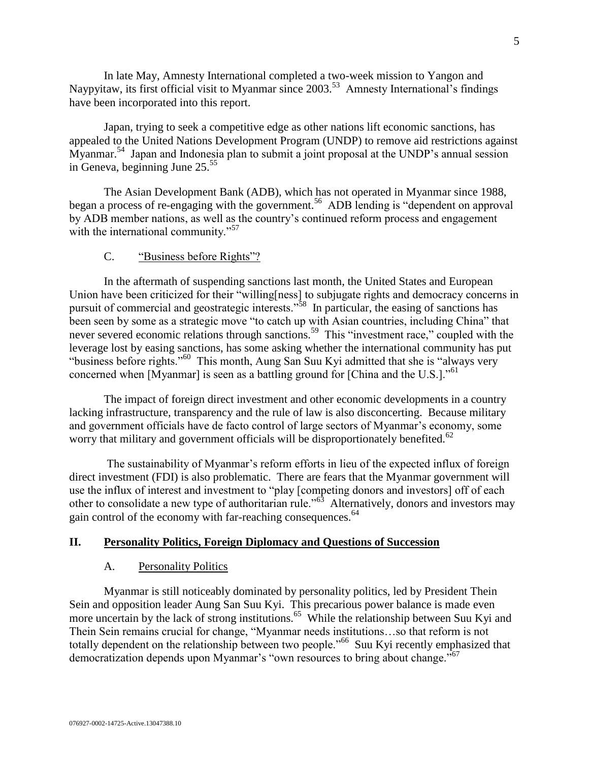In late May, Amnesty International completed a two-week mission to Yangon and Naypyitaw, its first official visit to Myanmar since 2003.[53] Amnesty International's findings have been incorporated into this report.

Japan, trying to seek a competitive edge as other nations lift economic sanctions, has appealed to the United Nations Development Program (UNDP) to remove aid restrictions against Myanmar.[54] Japan and Indonesia plan to submit a joint proposal at the UNDP's annual session in Geneva, beginning June 25.[55]

The Asian Development Bank (ADB), which has not operated in Myanmar since 1988, began a process of re-engaging with the government.[56] ADB lending is "dependent on approval by ADB member nations, as well as the country's continued reform process and engagement with the international community."[57]

### C. "Business before Rights"?

In the aftermath of suspending sanctions last month, the United States and European Union have been criticized for their "willing[ness] to subjugate rights and democracy concerns in pursuit of commercial and geostrategic interests."[58] In particular, the easing of sanctions has been seen by some as a strategic move "to catch up with Asian countries, including China" that never severed economic relations through sanctions.[59] This "investment race," coupled with the leverage lost by easing sanctions, has some asking whether the international community has put "business before rights."[60] This month, Aung San Suu Kyi admitted that she is "always very concerned when [Myanmar] is seen as a battling ground for [China and the U.S.]."[61]

The impact of foreign direct investment and other economic developments in a country lacking infrastructure, transparency and the rule of law is also disconcerting. Because military and government officials have de facto control of large sectors of Myanmar's economy, some worry that military and government officials will be disproportionately benefited.[62]

The sustainability of Myanmar's reform efforts in lieu of the expected influx of foreign direct investment (FDI) is also problematic. There are fears that the Myanmar government will use the influx of interest and investment to "play [competing donors and investors] off of each other to consolidate a new type of authoritarian rule."[63] Alternatively, donors and investors may gain control of the economy with far-reaching consequences.[64]

## II. Personality Politics, Foreign Diplomacy and Questions of Succession

### A. Personality Politics

Myanmar is still noticeably dominated by personality politics, led by President Thein Sein and opposition leader Aung San Suu Kyi. This precarious power balance is made even more uncertain by the lack of strong institutions.[65] While the relationship between Suu Kyi and Thein Sein remains crucial for change, "Myanmar needs institutions…so that reform is not totally dependent on the relationship between two people."[66] Suu Kyi recently emphasized that democratization depends upon Myanmar's "own resources to bring about change."[67]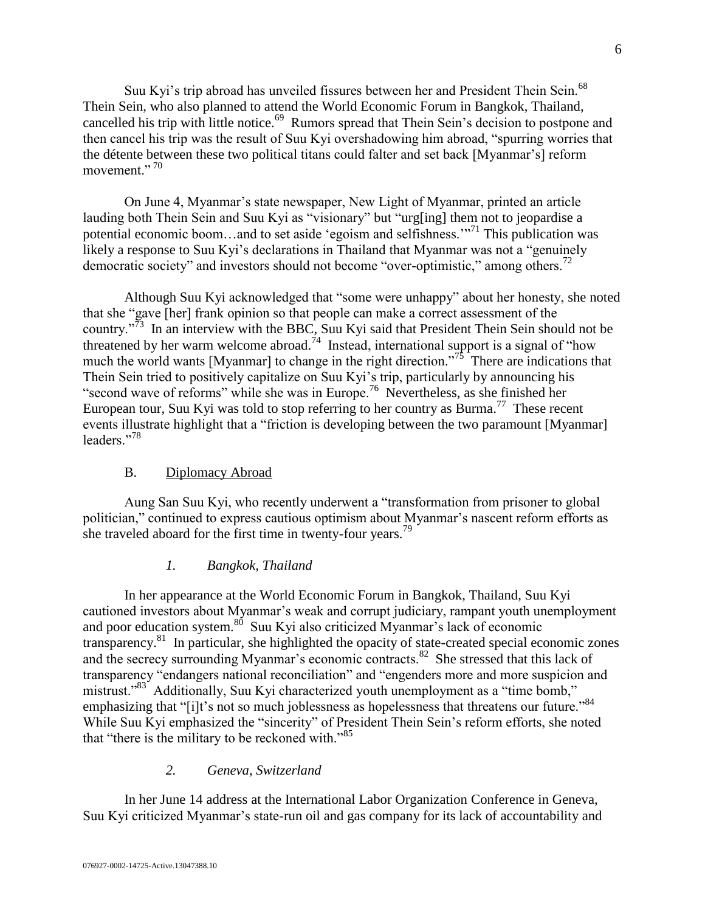Suu Kyi's trip abroad has unveiled fissures between her and President Thein Sein.[68] Thein Sein, who also planned to attend the World Economic Forum in Bangkok, Thailand, cancelled his trip with little notice.[69] Rumors spread that Thein Sein's decision to postpone and then cancel his trip was the result of Suu Kyi overshadowing him abroad, "spurring worries that the détente between these two political titans could falter and set back [Myanmar's] reform movement."[70]

On June 4, Myanmar's state newspaper, New Light of Myanmar, printed an article lauding both Thein Sein and Suu Kyi as "visionary" but "urg[ing] them not to jeopardise a potential economic boom…and to set aside 'egoism and selfishness.'"[71] This publication was likely a response to Suu Kyi's declarations in Thailand that Myanmar was not a "genuinely democratic society" and investors should not become "over-optimistic," among others.[72]

Although Suu Kyi acknowledged that "some were unhappy" about her honesty, she noted that she "gave [her] frank opinion so that people can make a correct assessment of the country."[73] In an interview with the BBC, Suu Kyi said that President Thein Sein should not be threatened by her warm welcome abroad.[74] Instead, international support is a signal of "how much the world wants [Myanmar] to change in the right direction."[75] There are indications that Thein Sein tried to positively capitalize on Suu Kyi's trip, particularly by announcing his "second wave of reforms" while she was in Europe.[76] Nevertheless, as she finished her European tour, Suu Kyi was told to stop referring to her country as Burma.[77] These recent events illustrate highlight that a "friction is developing between the two paramount [Myanmar] leaders."[78]

## B. Diplomacy Abroad

Aung San Suu Kyi, who recently underwent a "transformation from prisoner to global politician," continued to express cautious optimism about Myanmar's nascent reform efforts as she traveled aboard for the first time in twenty-four years.[79]

### *1. Bangkok, Thailand*

In her appearance at the World Economic Forum in Bangkok, Thailand, Suu Kyi cautioned investors about Myanmar's weak and corrupt judiciary, rampant youth unemployment and poor education system.[80] Suu Kyi also criticized Myanmar's lack of economic transparency.[81] In particular, she highlighted the opacity of state-created special economic zones and the secrecy surrounding Myanmar's economic contracts.[82] She stressed that this lack of transparency "endangers national reconciliation" and "engenders more and more suspicion and mistrust."[83] Additionally, Suu Kyi characterized youth unemployment as a "time bomb," emphasizing that "[i]t's not so much joblessness as hopelessness that threatens our future."[84] While Suu Kyi emphasized the "sincerity" of President Thein Sein's reform efforts, she noted that "there is the military to be reckoned with."[85]

### *2. Geneva, Switzerland*

In her June 14 address at the International Labor Organization Conference in Geneva, Suu Kyi criticized Myanmar's state-run oil and gas company for its lack of accountability and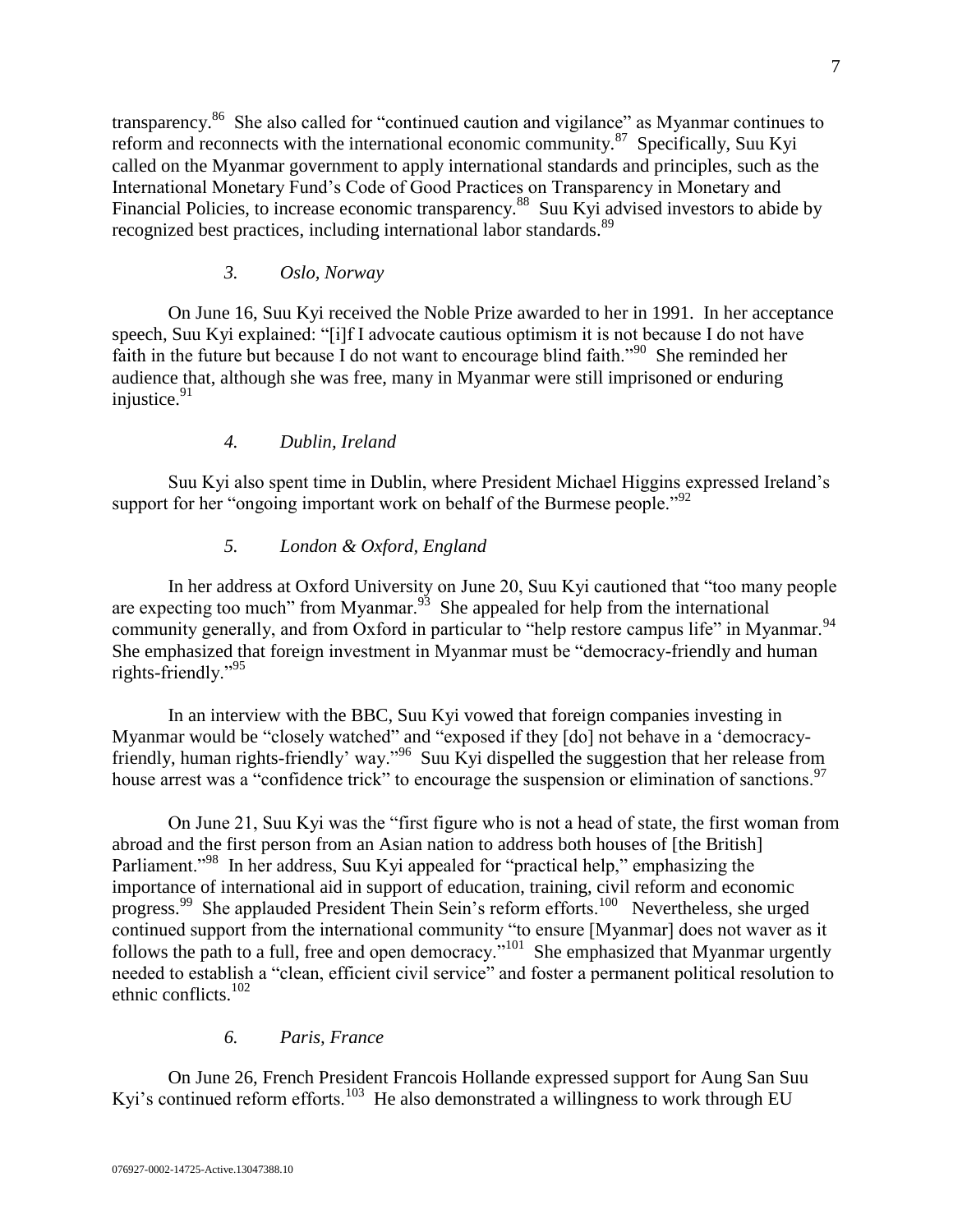transparency.[86] She also called for "continued caution and vigilance" as Myanmar continues to reform and reconnects with the international economic community.[87] Specifically, Suu Kyi called on the Myanmar government to apply international standards and principles, such as the International Monetary Fund's Code of Good Practices on Transparency in Monetary and Financial Policies, to increase economic transparency.[88] Suu Kyi advised investors to abide by recognized best practices, including international labor standards.[89]

*3. Oslo, Norway*

On June 16, Suu Kyi received the Noble Prize awarded to her in 1991. In her acceptance speech, Suu Kyi explained: "[i]f I advocate cautious optimism it is not because I do not have faith in the future but because I do not want to encourage blind faith."[90] She reminded her audience that, although she was free, many in Myanmar were still imprisoned or enduring injustice.[91]

*4. Dublin, Ireland*

Suu Kyi also spent time in Dublin, where President Michael Higgins expressed Ireland's support for her "ongoing important work on behalf of the Burmese people."[92]

*5. London & Oxford, England*

In her address at Oxford University on June 20, Suu Kyi cautioned that "too many people are expecting too much" from Myanmar.[93] She appealed for help from the international community generally, and from Oxford in particular to "help restore campus life" in Myanmar.[94] She emphasized that foreign investment in Myanmar must be "democracy-friendly and human rights-friendly."[95]

In an interview with the BBC, Suu Kyi vowed that foreign companies investing in Myanmar would be "closely watched" and "exposed if they [do] not behave in a 'democracy-friendly, human rights-friendly' way."[96] Suu Kyi dispelled the suggestion that her release from house arrest was a "confidence trick" to encourage the suspension or elimination of sanctions.[97]

On June 21, Suu Kyi was the "first figure who is not a head of state, the first woman from abroad and the first person from an Asian nation to address both houses of [the British] Parliament."[98] In her address, Suu Kyi appealed for "practical help," emphasizing the importance of international aid in support of education, training, civil reform and economic progress.[99] She applauded President Thein Sein's reform efforts.[100] Nevertheless, she urged continued support from the international community "to ensure [Myanmar] does not waver as it follows the path to a full, free and open democracy."[101] She emphasized that Myanmar urgently needed to establish a "clean, efficient civil service" and foster a permanent political resolution to ethnic conflicts.[102]

*6. Paris, France*

On June 26, French President Francois Hollande expressed support for Aung San Suu Kyi's continued reform efforts.[103] He also demonstrated a willingness to work through EU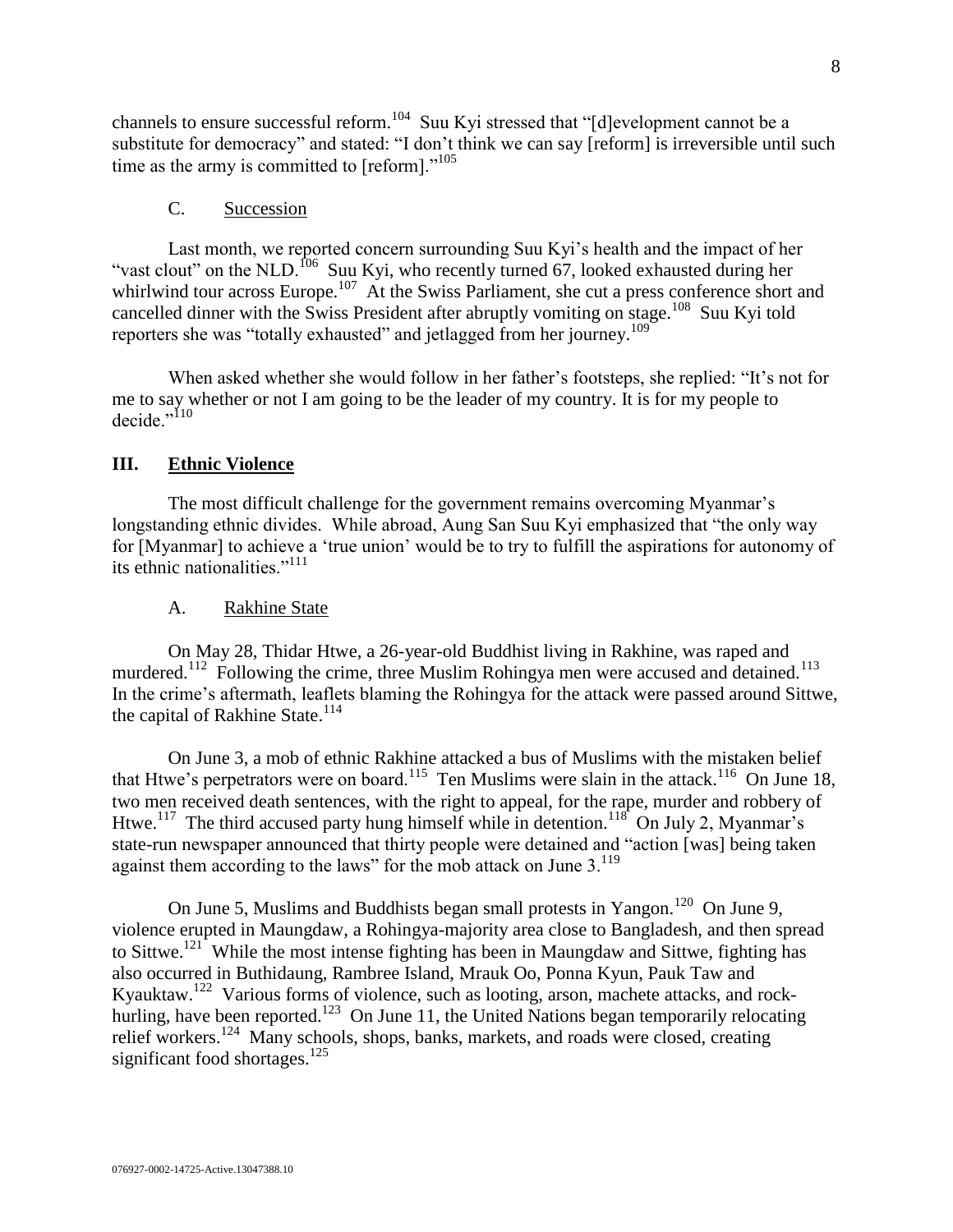channels to ensure successful reform.[104] Suu Kyi stressed that "[d]evelopment cannot be a substitute for democracy" and stated: "I don't think we can say [reform] is irreversible until such time as the army is committed to [reform]."[105]

### C. Succession

Last month, we reported concern surrounding Suu Kyi's health and the impact of her "vast clout" on the NLD.[106] Suu Kyi, who recently turned 67, looked exhausted during her whirlwind tour across Europe.[107] At the Swiss Parliament, she cut a press conference short and cancelled dinner with the Swiss President after abruptly vomiting on stage.[108] Suu Kyi told reporters she was "totally exhausted" and jetlagged from her journey.[109]

When asked whether she would follow in her father's footsteps, she replied: "It's not for me to say whether or not I am going to be the leader of my country. It is for my people to decide."[110]

## III. Ethnic Violence

The most difficult challenge for the government remains overcoming Myanmar's longstanding ethnic divides. While abroad, Aung San Suu Kyi emphasized that "the only way for [Myanmar] to achieve a 'true union' would be to try to fulfill the aspirations for autonomy of its ethnic nationalities."[111]

### A. Rakhine State

On May 28, Thidar Htwe, a 26-year-old Buddhist living in Rakhine, was raped and murdered.[112] Following the crime, three Muslim Rohingya men were accused and detained.[113] In the crime's aftermath, leaflets blaming the Rohingya for the attack were passed around Sittwe, the capital of Rakhine State.[114]

On June 3, a mob of ethnic Rakhine attacked a bus of Muslims with the mistaken belief that Htwe's perpetrators were on board.[115] Ten Muslims were slain in the attack.[116] On June 18, two men received death sentences, with the right to appeal, for the rape, murder and robbery of Htwe.[117] The third accused party hung himself while in detention.[118] On July 2, Myanmar's state-run newspaper announced that thirty people were detained and "action [was] being taken against them according to the laws" for the mob attack on June 3.[119]

On June 5, Muslims and Buddhists began small protests in Yangon.[120] On June 9, violence erupted in Maungdaw, a Rohingya-majority area close to Bangladesh, and then spread to Sittwe.[121] While the most intense fighting has been in Maungdaw and Sittwe, fighting has also occurred in Buthidaung, Rambree Island, Mrauk Oo, Ponna Kyun, Pauk Taw and Kyauktaw.[122] Various forms of violence, such as looting, arson, machete attacks, and rock-hurling, have been reported.[123] On June 11, the United Nations began temporarily relocating relief workers.[124] Many schools, shops, banks, markets, and roads were closed, creating significant food shortages.[125]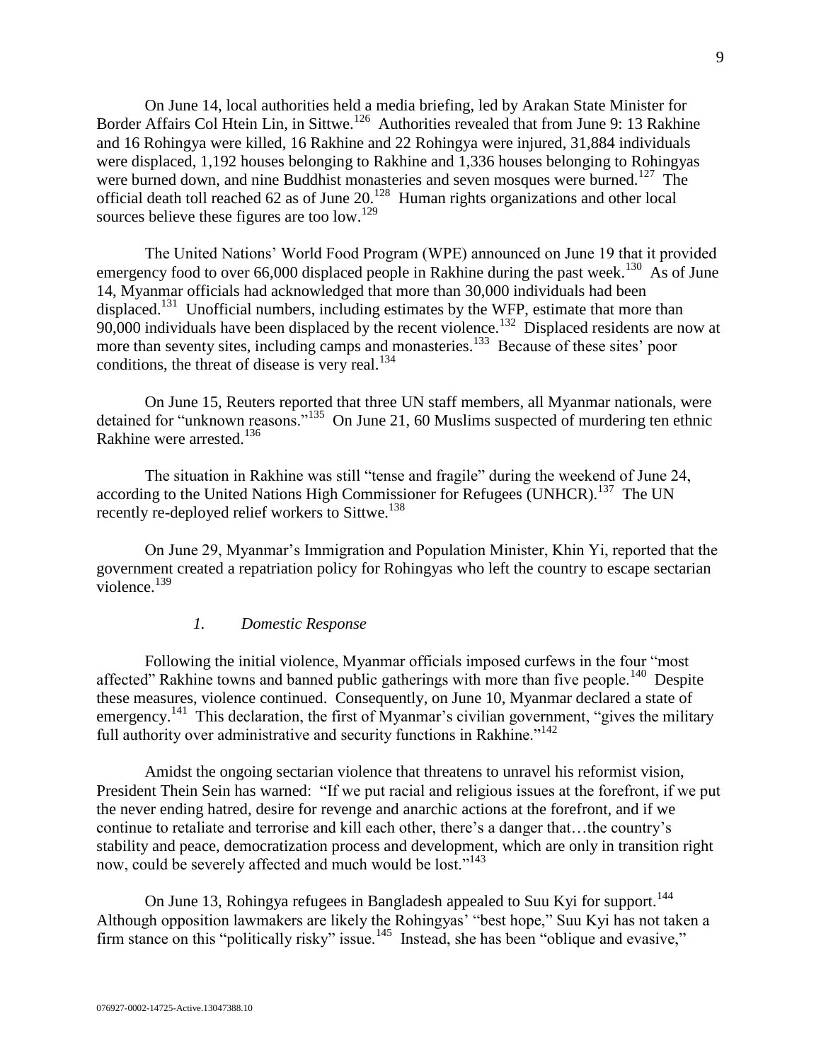On June 14, local authorities held a media briefing, led by Arakan State Minister for Border Affairs Col Htein Lin, in Sittwe.[126] Authorities revealed that from June 9: 13 Rakhine and 16 Rohingya were killed, 16 Rakhine and 22 Rohingya were injured, 31,884 individuals were displaced, 1,192 houses belonging to Rakhine and 1,336 houses belonging to Rohingyas were burned down, and nine Buddhist monasteries and seven mosques were burned.[127] The official death toll reached 62 as of June 20.[128] Human rights organizations and other local sources believe these figures are too low.[129]

The United Nations' World Food Program (WPE) announced on June 19 that it provided emergency food to over 66,000 displaced people in Rakhine during the past week.[130] As of June 14, Myanmar officials had acknowledged that more than 30,000 individuals had been displaced.[131] Unofficial numbers, including estimates by the WFP, estimate that more than 90,000 individuals have been displaced by the recent violence.[132] Displaced residents are now at more than seventy sites, including camps and monasteries.[133] Because of these sites' poor conditions, the threat of disease is very real.[134]

On June 15, Reuters reported that three UN staff members, all Myanmar nationals, were detained for "unknown reasons."[135] On June 21, 60 Muslims suspected of murdering ten ethnic Rakhine were arrested.[136]

The situation in Rakhine was still "tense and fragile" during the weekend of June 24, according to the United Nations High Commissioner for Refugees (UNHCR).[137] The UN recently re-deployed relief workers to Sittwe.[138]

On June 29, Myanmar's Immigration and Population Minister, Khin Yi, reported that the government created a repatriation policy for Rohingyas who left the country to escape sectarian violence.[139]

### *1. Domestic Response*

Following the initial violence, Myanmar officials imposed curfews in the four "most affected" Rakhine towns and banned public gatherings with more than five people.[140] Despite these measures, violence continued. Consequently, on June 10, Myanmar declared a state of emergency.[141] This declaration, the first of Myanmar's civilian government, "gives the military full authority over administrative and security functions in Rakhine."[142]

Amidst the ongoing sectarian violence that threatens to unravel his reformist vision, President Thein Sein has warned: "If we put racial and religious issues at the forefront, if we put the never ending hatred, desire for revenge and anarchic actions at the forefront, and if we continue to retaliate and terrorise and kill each other, there's a danger that…the country's stability and peace, democratization process and development, which are only in transition right now, could be severely affected and much would be lost."[143]

On June 13, Rohingya refugees in Bangladesh appealed to Suu Kyi for support.[144] Although opposition lawmakers are likely the Rohingyas' "best hope," Suu Kyi has not taken a firm stance on this "politically risky" issue.[145] Instead, she has been "oblique and evasive,"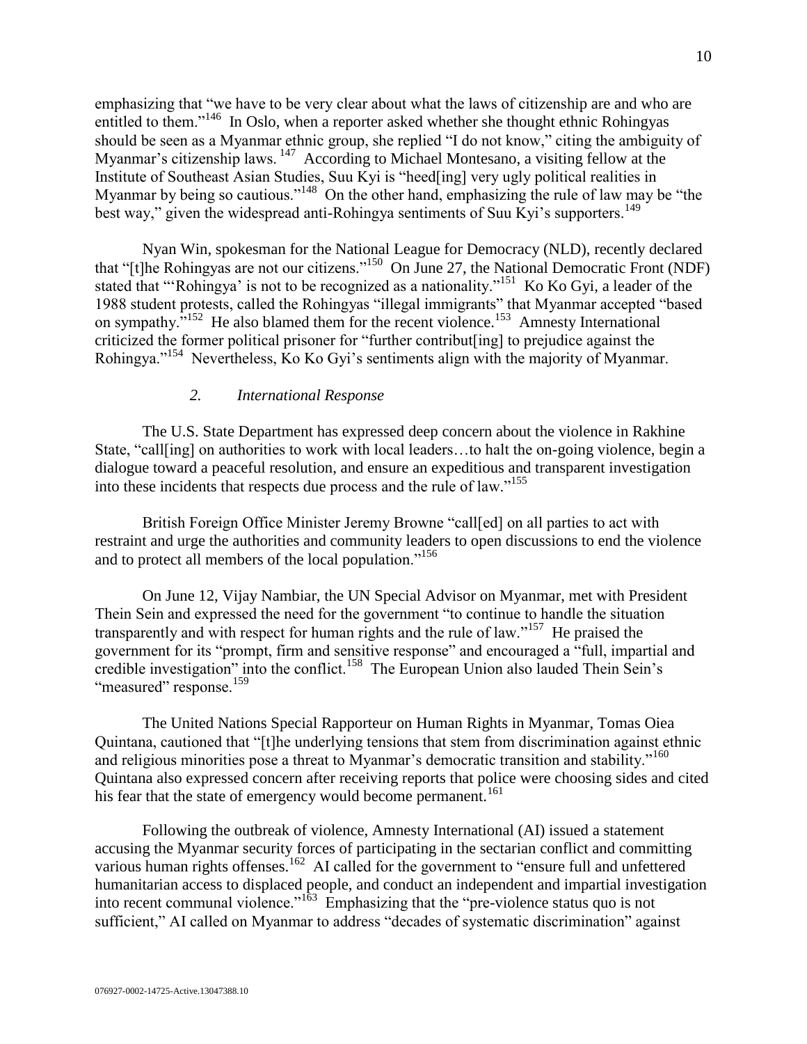emphasizing that "we have to be very clear about what the laws of citizenship are and who are entitled to them."[146] In Oslo, when a reporter asked whether she thought ethnic Rohingyas should be seen as a Myanmar ethnic group, she replied "I do not know," citing the ambiguity of Myanmar's citizenship laws.[147] According to Michael Montesano, a visiting fellow at the Institute of Southeast Asian Studies, Suu Kyi is "heed[ing] very ugly political realities in Myanmar by being so cautious."[148] On the other hand, emphasizing the rule of law may be "the best way," given the widespread anti-Rohingya sentiments of Suu Kyi's supporters.[149]

Nyan Win, spokesman for the National League for Democracy (NLD), recently declared that "[t]he Rohingyas are not our citizens."[150] On June 27, the National Democratic Front (NDF) stated that "'Rohingya' is not to be recognized as a nationality."[151] Ko Ko Gyi, a leader of the 1988 student protests, called the Rohingyas "illegal immigrants" that Myanmar accepted "based on sympathy."[152] He also blamed them for the recent violence.[153] Amnesty International criticized the former political prisoner for "further contribut[ing] to prejudice against the Rohingya."[154] Nevertheless, Ko Ko Gyi's sentiments align with the majority of Myanmar.

### *2. International Response*

The U.S. State Department has expressed deep concern about the violence in Rakhine State, "call[ing] on authorities to work with local leaders…to halt the on-going violence, begin a dialogue toward a peaceful resolution, and ensure an expeditious and transparent investigation into these incidents that respects due process and the rule of law."[155]

British Foreign Office Minister Jeremy Browne "call[ed] on all parties to act with restraint and urge the authorities and community leaders to open discussions to end the violence and to protect all members of the local population."[156]

On June 12, Vijay Nambiar, the UN Special Advisor on Myanmar, met with President Thein Sein and expressed the need for the government "to continue to handle the situation transparently and with respect for human rights and the rule of law."[157] He praised the government for its "prompt, firm and sensitive response" and encouraged a "full, impartial and credible investigation" into the conflict.[158] The European Union also lauded Thein Sein's "measured" response.[159]

The United Nations Special Rapporteur on Human Rights in Myanmar, Tomas Oiea Quintana, cautioned that "[t]he underlying tensions that stem from discrimination against ethnic and religious minorities pose a threat to Myanmar's democratic transition and stability."[160] Quintana also expressed concern after receiving reports that police were choosing sides and cited his fear that the state of emergency would become permanent.[161]

Following the outbreak of violence, Amnesty International (AI) issued a statement accusing the Myanmar security forces of participating in the sectarian conflict and committing various human rights offenses.[162] AI called for the government to "ensure full and unfettered humanitarian access to displaced people, and conduct an independent and impartial investigation into recent communal violence."[163] Emphasizing that the "pre-violence status quo is not sufficient," AI called on Myanmar to address "decades of systematic discrimination" against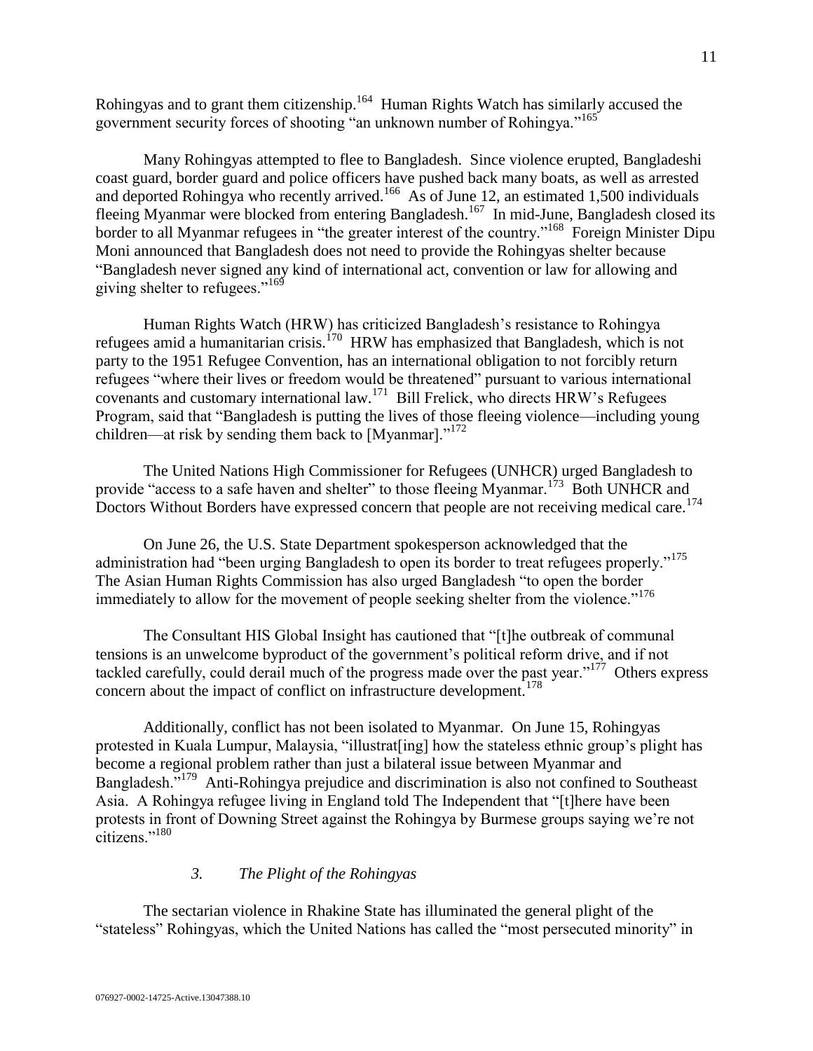Rohingyas and to grant them citizenship.[164] Human Rights Watch has similarly accused the government security forces of shooting "an unknown number of Rohingya."[165]

Many Rohingyas attempted to flee to Bangladesh. Since violence erupted, Bangladeshi coast guard, border guard and police officers have pushed back many boats, as well as arrested and deported Rohingya who recently arrived.[166] As of June 12, an estimated 1,500 individuals fleeing Myanmar were blocked from entering Bangladesh.[167] In mid-June, Bangladesh closed its border to all Myanmar refugees in "the greater interest of the country."[168] Foreign Minister Dipu Moni announced that Bangladesh does not need to provide the Rohingyas shelter because "Bangladesh never signed any kind of international act, convention or law for allowing and giving shelter to refugees."[169]

Human Rights Watch (HRW) has criticized Bangladesh's resistance to Rohingya refugees amid a humanitarian crisis.[170] HRW has emphasized that Bangladesh, which is not party to the 1951 Refugee Convention, has an international obligation to not forcibly return refugees "where their lives or freedom would be threatened" pursuant to various international covenants and customary international law.[171] Bill Frelick, who directs HRW's Refugees Program, said that "Bangladesh is putting the lives of those fleeing violence—including young children—at risk by sending them back to [Myanmar]."[172]

The United Nations High Commissioner for Refugees (UNHCR) urged Bangladesh to provide "access to a safe haven and shelter" to those fleeing Myanmar.[173] Both UNHCR and Doctors Without Borders have expressed concern that people are not receiving medical care.[174]

On June 26, the U.S. State Department spokesperson acknowledged that the administration had "been urging Bangladesh to open its border to treat refugees properly."[175] The Asian Human Rights Commission has also urged Bangladesh "to open the border immediately to allow for the movement of people seeking shelter from the violence."[176]

The Consultant HIS Global Insight has cautioned that "[t]he outbreak of communal tensions is an unwelcome byproduct of the government's political reform drive, and if not tackled carefully, could derail much of the progress made over the past year."[177] Others express concern about the impact of conflict on infrastructure development.[178]

Additionally, conflict has not been isolated to Myanmar. On June 15, Rohingyas protested in Kuala Lumpur, Malaysia, "illustrat[ing] how the stateless ethnic group's plight has become a regional problem rather than just a bilateral issue between Myanmar and Bangladesh."[179] Anti-Rohingya prejudice and discrimination is also not confined to Southeast Asia. A Rohingya refugee living in England told The Independent that "[t]here have been protests in front of Downing Street against the Rohingya by Burmese groups saying we're not citizens."[180]

### *3. The Plight of the Rohingyas*

The sectarian violence in Rhakine State has illuminated the general plight of the "stateless" Rohingyas, which the United Nations has called the "most persecuted minority" in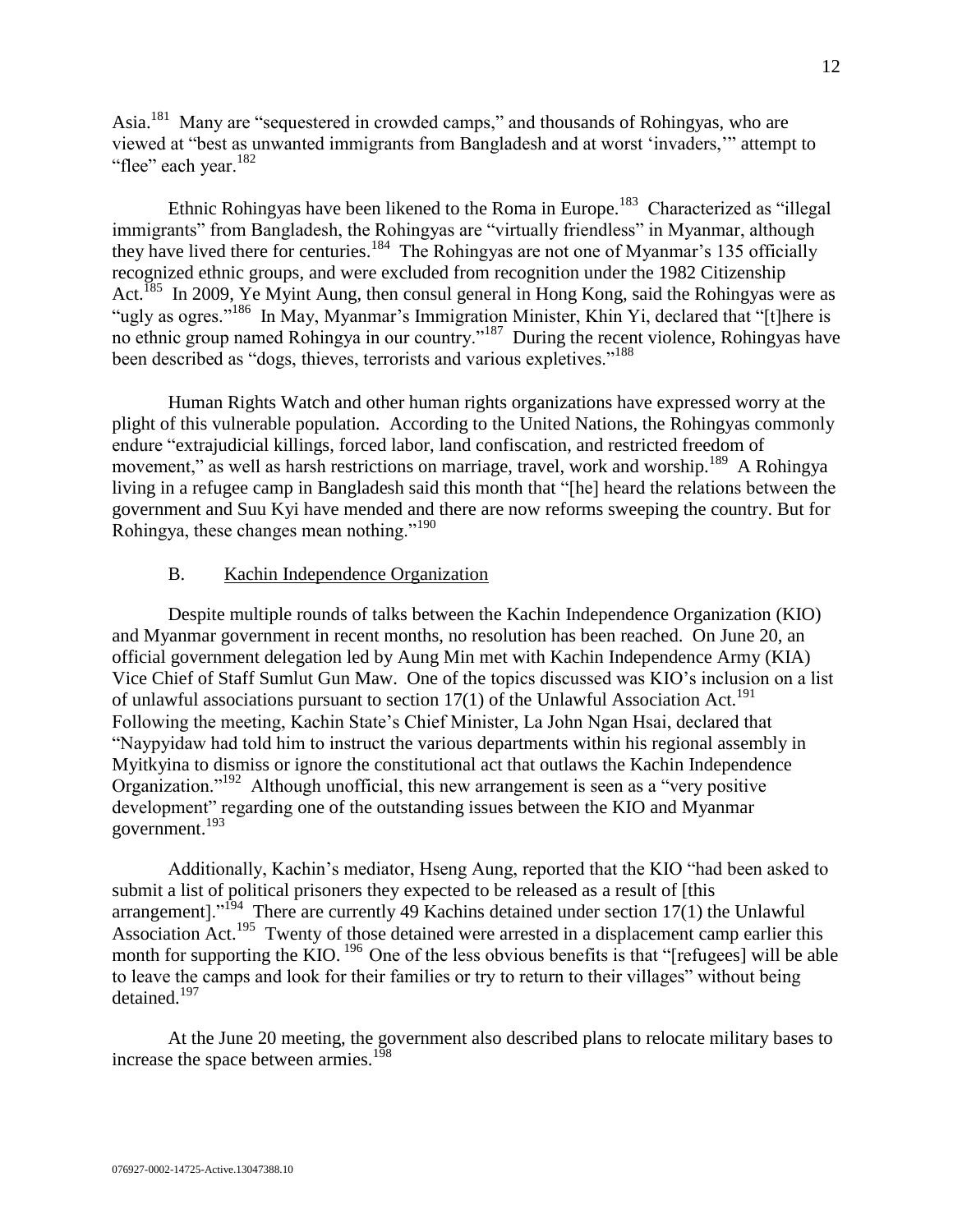Asia.[181] Many are "sequestered in crowded camps," and thousands of Rohingyas, who are viewed at "best as unwanted immigrants from Bangladesh and at worst 'invaders,'" attempt to "flee" each year.[182]

Ethnic Rohingyas have been likened to the Roma in Europe.[183] Characterized as "illegal immigrants" from Bangladesh, the Rohingyas are "virtually friendless" in Myanmar, although they have lived there for centuries.[184] The Rohingyas are not one of Myanmar's 135 officially recognized ethnic groups, and were excluded from recognition under the 1982 Citizenship Act.[185] In 2009, Ye Myint Aung, then consul general in Hong Kong, said the Rohingyas were as "ugly as ogres."[186] In May, Myanmar's Immigration Minister, Khin Yi, declared that "[t]here is no ethnic group named Rohingya in our country."[187] During the recent violence, Rohingyas have been described as "dogs, thieves, terrorists and various expletives."[188]

Human Rights Watch and other human rights organizations have expressed worry at the plight of this vulnerable population. According to the United Nations, the Rohingyas commonly endure "extrajudicial killings, forced labor, land confiscation, and restricted freedom of movement," as well as harsh restrictions on marriage, travel, work and worship.[189] A Rohingya living in a refugee camp in Bangladesh said this month that "[he] heard the relations between the government and Suu Kyi have mended and there are now reforms sweeping the country. But for Rohingya, these changes mean nothing."[190]

### B. Kachin Independence Organization

Despite multiple rounds of talks between the Kachin Independence Organization (KIO) and Myanmar government in recent months, no resolution has been reached. On June 20, an official government delegation led by Aung Min met with Kachin Independence Army (KIA) Vice Chief of Staff Sumlut Gun Maw. One of the topics discussed was KIO's inclusion on a list of unlawful associations pursuant to section 17(1) of the Unlawful Association Act.[191] Following the meeting, Kachin State's Chief Minister, La John Ngan Hsai, declared that "Naypyidaw had told him to instruct the various departments within his regional assembly in Myitkyina to dismiss or ignore the constitutional act that outlaws the Kachin Independence Organization."[192] Although unofficial, this new arrangement is seen as a "very positive development" regarding one of the outstanding issues between the KIO and Myanmar government.[193]

Additionally, Kachin's mediator, Hseng Aung, reported that the KIO "had been asked to submit a list of political prisoners they expected to be released as a result of [this arrangement]."[194] There are currently 49 Kachins detained under section 17(1) the Unlawful Association Act.[195] Twenty of those detained were arrested in a displacement camp earlier this month for supporting the KIO.[196] One of the less obvious benefits is that "[refugees] will be able to leave the camps and look for their families or try to return to their villages" without being detained.[197]

At the June 20 meeting, the government also described plans to relocate military bases to increase the space between armies.[198]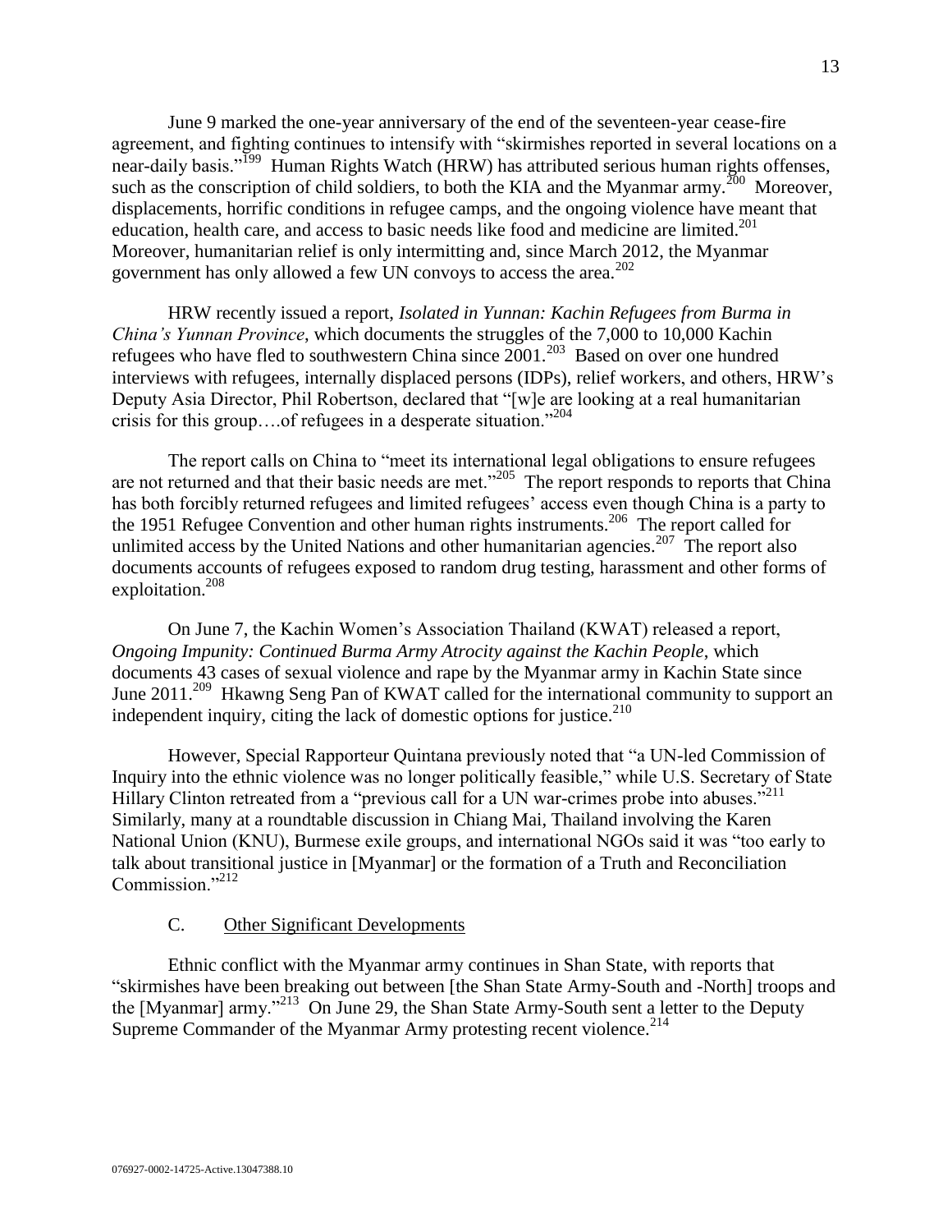June 9 marked the one-year anniversary of the end of the seventeen-year cease-fire agreement, and fighting continues to intensify with "skirmishes reported in several locations on a near-daily basis."[199] Human Rights Watch (HRW) has attributed serious human rights offenses, such as the conscription of child soldiers, to both the KIA and the Myanmar army.[200] Moreover, displacements, horrific conditions in refugee camps, and the ongoing violence have meant that education, health care, and access to basic needs like food and medicine are limited.[201] Moreover, humanitarian relief is only intermitting and, since March 2012, the Myanmar government has only allowed a few UN convoys to access the area.[202]

HRW recently issued a report, *Isolated in Yunnan: Kachin Refugees from Burma in China's Yunnan Province*, which documents the struggles of the 7,000 to 10,000 Kachin refugees who have fled to southwestern China since 2001.[203] Based on over one hundred interviews with refugees, internally displaced persons (IDPs), relief workers, and others, HRW's Deputy Asia Director, Phil Robertson, declared that "[w]e are looking at a real humanitarian crisis for this group….of refugees in a desperate situation."[204]

The report calls on China to "meet its international legal obligations to ensure refugees are not returned and that their basic needs are met."[205] The report responds to reports that China has both forcibly returned refugees and limited refugees' access even though China is a party to the 1951 Refugee Convention and other human rights instruments.[206] The report called for unlimited access by the United Nations and other humanitarian agencies.[207] The report also documents accounts of refugees exposed to random drug testing, harassment and other forms of exploitation.[208]

On June 7, the Kachin Women's Association Thailand (KWAT) released a report, *Ongoing Impunity: Continued Burma Army Atrocity against the Kachin People*, which documents 43 cases of sexual violence and rape by the Myanmar army in Kachin State since June 2011.[209] Hkawng Seng Pan of KWAT called for the international community to support an independent inquiry, citing the lack of domestic options for justice.[210]

However, Special Rapporteur Quintana previously noted that "a UN-led Commission of Inquiry into the ethnic violence was no longer politically feasible," while U.S. Secretary of State Hillary Clinton retreated from a "previous call for a UN war-crimes probe into abuses."[211] Similarly, many at a roundtable discussion in Chiang Mai, Thailand involving the Karen National Union (KNU), Burmese exile groups, and international NGOs said it was "too early to talk about transitional justice in [Myanmar] or the formation of a Truth and Reconciliation Commission."[212]

### C. Other Significant Developments

Ethnic conflict with the Myanmar army continues in Shan State, with reports that "skirmishes have been breaking out between [the Shan State Army-South and -North] troops and the [Myanmar] army."[213] On June 29, the Shan State Army-South sent a letter to the Deputy Supreme Commander of the Myanmar Army protesting recent violence.[214]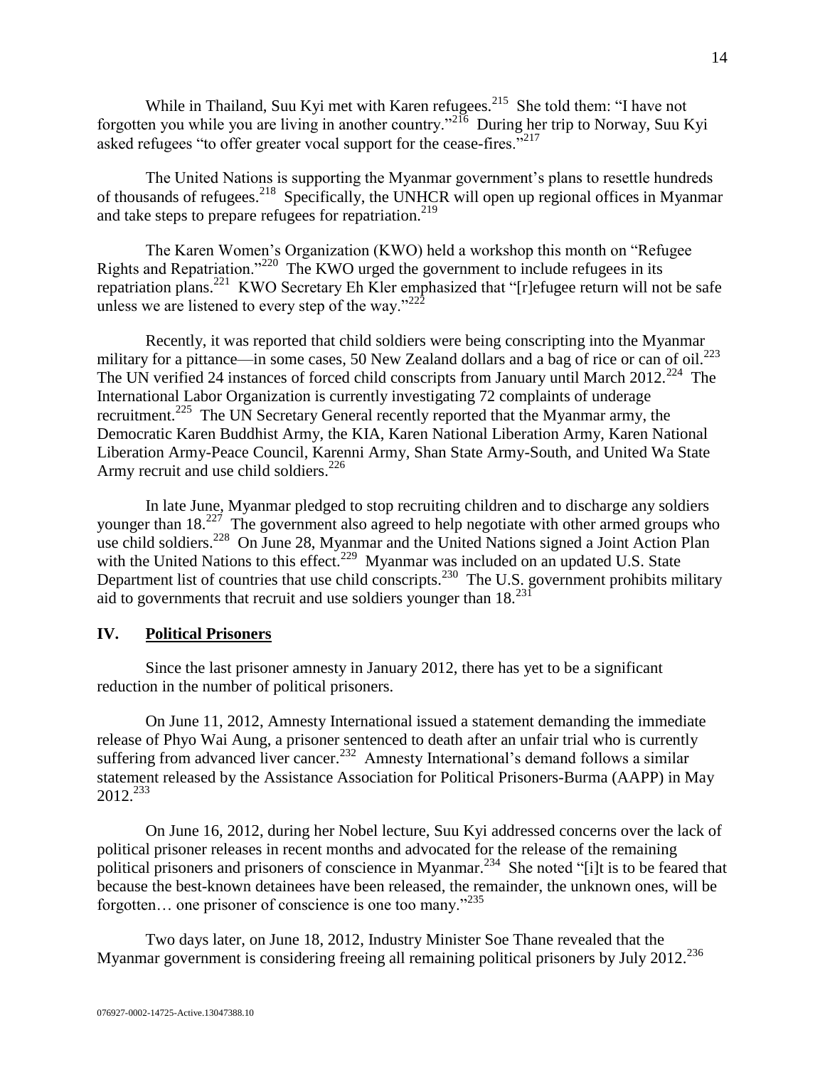While in Thailand, Suu Kyi met with Karen refugees.[215] She told them: "I have not forgotten you while you are living in another country."[216] During her trip to Norway, Suu Kyi asked refugees "to offer greater vocal support for the cease-fires."[217]

The United Nations is supporting the Myanmar government's plans to resettle hundreds of thousands of refugees.[218] Specifically, the UNHCR will open up regional offices in Myanmar and take steps to prepare refugees for repatriation.[219]

The Karen Women's Organization (KWO) held a workshop this month on "Refugee Rights and Repatriation."[220] The KWO urged the government to include refugees in its repatriation plans.[221] KWO Secretary Eh Kler emphasized that "[r]efugee return will not be safe unless we are listened to every step of the way."[222]

Recently, it was reported that child soldiers were being conscripting into the Myanmar military for a pittance—in some cases, 50 New Zealand dollars and a bag of rice or can of oil.[223] The UN verified 24 instances of forced child conscripts from January until March 2012.[224] The International Labor Organization is currently investigating 72 complaints of underage recruitment.[225] The UN Secretary General recently reported that the Myanmar army, the Democratic Karen Buddhist Army, the KIA, Karen National Liberation Army, Karen National Liberation Army-Peace Council, Karenni Army, Shan State Army-South, and United Wa State Army recruit and use child soldiers.[226]

In late June, Myanmar pledged to stop recruiting children and to discharge any soldiers younger than 18.[227] The government also agreed to help negotiate with other armed groups who use child soldiers.[228] On June 28, Myanmar and the United Nations signed a Joint Action Plan with the United Nations to this effect.[229] Myanmar was included on an updated U.S. State Department list of countries that use child conscripts.[230] The U.S. government prohibits military aid to governments that recruit and use soldiers younger than 18.[231]

## IV. Political Prisoners

Since the last prisoner amnesty in January 2012, there has yet to be a significant reduction in the number of political prisoners.

On June 11, 2012, Amnesty International issued a statement demanding the immediate release of Phyo Wai Aung, a prisoner sentenced to death after an unfair trial who is currently suffering from advanced liver cancer.[232] Amnesty International's demand follows a similar statement released by the Assistance Association for Political Prisoners-Burma (AAPP) in May 2012.[233]

On June 16, 2012, during her Nobel lecture, Suu Kyi addressed concerns over the lack of political prisoner releases in recent months and advocated for the release of the remaining political prisoners and prisoners of conscience in Myanmar.[234] She noted "[i]t is to be feared that because the best-known detainees have been released, the remainder, the unknown ones, will be forgotten… one prisoner of conscience is one too many."[235]

Two days later, on June 18, 2012, Industry Minister Soe Thane revealed that the Myanmar government is considering freeing all remaining political prisoners by July 2012.[236]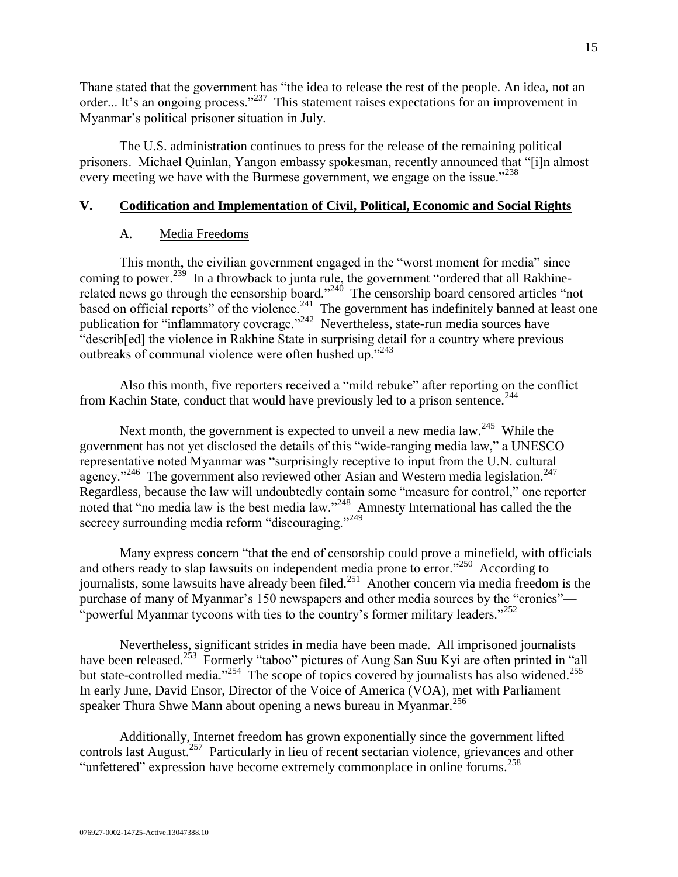Thane stated that the government has "the idea to release the rest of the people. An idea, not an order... It's an ongoing process."[237] This statement raises expectations for an improvement in Myanmar's political prisoner situation in July.

The U.S. administration continues to press for the release of the remaining political prisoners. Michael Quinlan, Yangon embassy spokesman, recently announced that "[i]n almost every meeting we have with the Burmese government, we engage on the issue."[238]

## V. Codification and Implementation of Civil, Political, Economic and Social Rights

### A. Media Freedoms

This month, the civilian government engaged in the "worst moment for media" since coming to power.[239] In a throwback to junta rule, the government "ordered that all Rakhine-related news go through the censorship board."[240] The censorship board censored articles "not based on official reports" of the violence.[241] The government has indefinitely banned at least one publication for "inflammatory coverage."[242] Nevertheless, state-run media sources have "describ[ed] the violence in Rakhine State in surprising detail for a country where previous outbreaks of communal violence were often hushed up."[243]

Also this month, five reporters received a "mild rebuke" after reporting on the conflict from Kachin State, conduct that would have previously led to a prison sentence.[244]

Next month, the government is expected to unveil a new media law.[245] While the government has not yet disclosed the details of this "wide-ranging media law," a UNESCO representative noted Myanmar was "surprisingly receptive to input from the U.N. cultural agency."[246] The government also reviewed other Asian and Western media legislation.[247] Regardless, because the law will undoubtedly contain some "measure for control," one reporter noted that "no media law is the best media law."[248] Amnesty International has called the the secrecy surrounding media reform "discouraging."[249]

Many express concern "that the end of censorship could prove a minefield, with officials and others ready to slap lawsuits on independent media prone to error."[250] According to journalists, some lawsuits have already been filed.[251] Another concern via media freedom is the purchase of many of Myanmar's 150 newspapers and other media sources by the "cronies"— "powerful Myanmar tycoons with ties to the country's former military leaders."[252]

Nevertheless, significant strides in media have been made. All imprisoned journalists have been released.[253] Formerly "taboo" pictures of Aung San Suu Kyi are often printed in "all but state-controlled media."[254] The scope of topics covered by journalists has also widened.[255] In early June, David Ensor, Director of the Voice of America (VOA), met with Parliament speaker Thura Shwe Mann about opening a news bureau in Myanmar.[256]

Additionally, Internet freedom has grown exponentially since the government lifted controls last August.[257] Particularly in lieu of recent sectarian violence, grievances and other "unfettered" expression have become extremely commonplace in online forums.[258]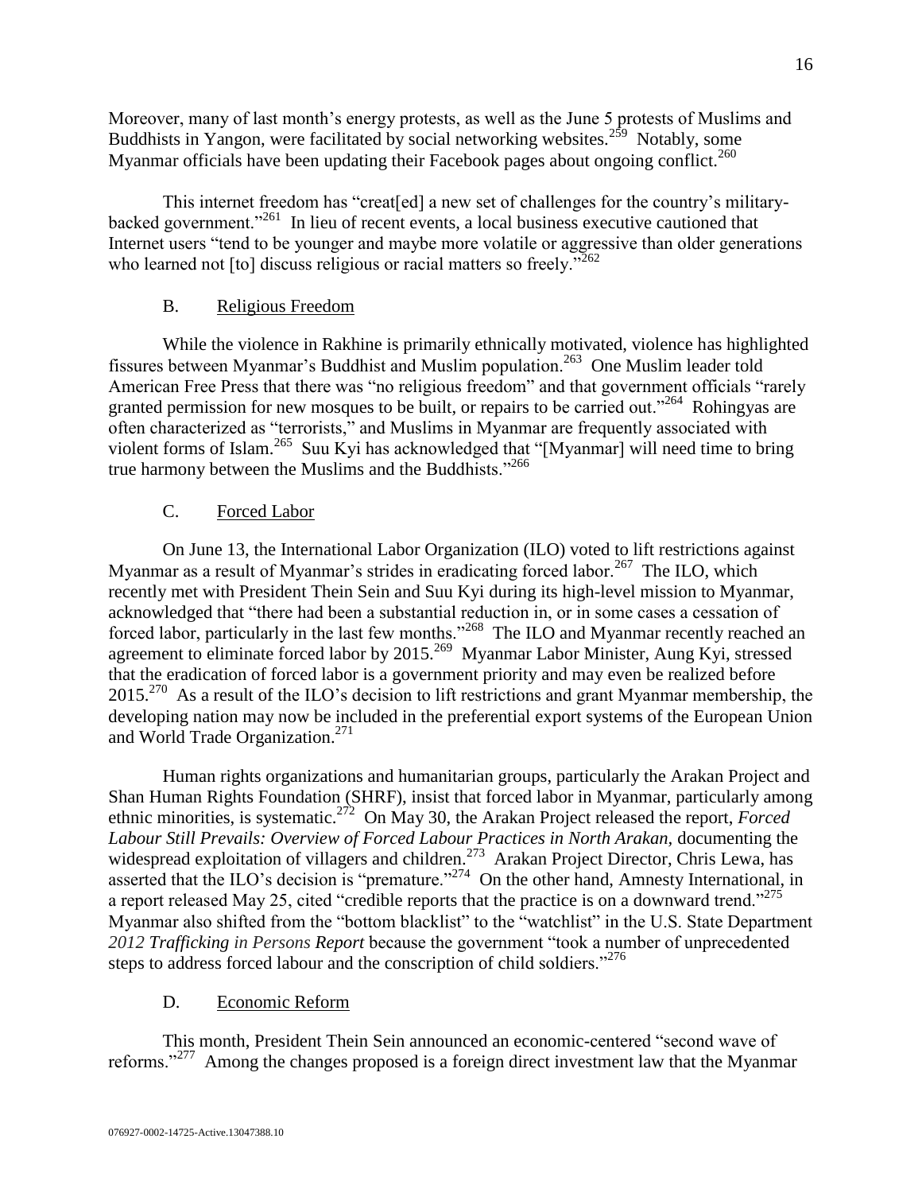Moreover, many of last month's energy protests, as well as the June 5 protests of Muslims and Buddhists in Yangon, were facilitated by social networking websites.[259] Notably, some Myanmar officials have been updating their Facebook pages about ongoing conflict.[260]

This internet freedom has "creat[ed] a new set of challenges for the country's military-backed government."[261] In lieu of recent events, a local business executive cautioned that Internet users "tend to be younger and maybe more volatile or aggressive than older generations who learned not [to] discuss religious or racial matters so freely."[262]

## B. Religious Freedom

While the violence in Rakhine is primarily ethnically motivated, violence has highlighted fissures between Myanmar's Buddhist and Muslim population.[263] One Muslim leader told American Free Press that there was "no religious freedom" and that government officials "rarely granted permission for new mosques to be built, or repairs to be carried out."[264] Rohingyas are often characterized as "terrorists," and Muslims in Myanmar are frequently associated with violent forms of Islam.[265] Suu Kyi has acknowledged that "[Myanmar] will need time to bring true harmony between the Muslims and the Buddhists."[266]

## C. Forced Labor

On June 13, the International Labor Organization (ILO) voted to lift restrictions against Myanmar as a result of Myanmar's strides in eradicating forced labor.[267] The ILO, which recently met with President Thein Sein and Suu Kyi during its high-level mission to Myanmar, acknowledged that "there had been a substantial reduction in, or in some cases a cessation of forced labor, particularly in the last few months."[268] The ILO and Myanmar recently reached an agreement to eliminate forced labor by 2015.[269] Myanmar Labor Minister, Aung Kyi, stressed that the eradication of forced labor is a government priority and may even be realized before 2015.[270] As a result of the ILO's decision to lift restrictions and grant Myanmar membership, the developing nation may now be included in the preferential export systems of the European Union and World Trade Organization.[271]

Human rights organizations and humanitarian groups, particularly the Arakan Project and Shan Human Rights Foundation (SHRF), insist that forced labor in Myanmar, particularly among ethnic minorities, is systematic.[272] On May 30, the Arakan Project released the report, *Forced Labour Still Prevails: Overview of Forced Labour Practices in North Arakan,* documenting the widespread exploitation of villagers and children.[273] Arakan Project Director, Chris Lewa, has asserted that the ILO's decision is "premature."[274] On the other hand, Amnesty International, in a report released May 25, cited "credible reports that the practice is on a downward trend."[275] Myanmar also shifted from the "bottom blacklist" to the "watchlist" in the U.S. State Department *2012 Trafficking in Persons Report* because the government "took a number of unprecedented steps to address forced labour and the conscription of child soldiers."[276]

## D. Economic Reform

This month, President Thein Sein announced an economic-centered "second wave of reforms."[277] Among the changes proposed is a foreign direct investment law that the Myanmar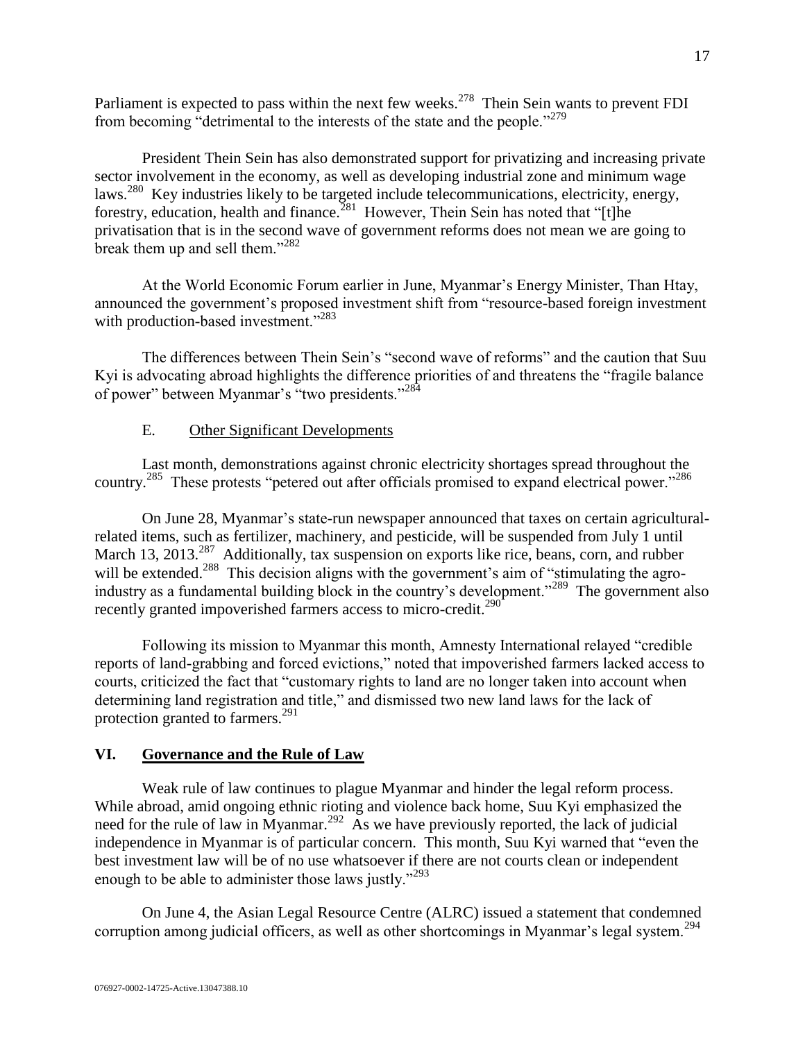Parliament is expected to pass within the next few weeks.[278] Thein Sein wants to prevent FDI from becoming "detrimental to the interests of the state and the people."[279]

President Thein Sein has also demonstrated support for privatizing and increasing private sector involvement in the economy, as well as developing industrial zone and minimum wage laws.[280] Key industries likely to be targeted include telecommunications, electricity, energy, forestry, education, health and finance.[281] However, Thein Sein has noted that "[t]he privatisation that is in the second wave of government reforms does not mean we are going to break them up and sell them."[282]

At the World Economic Forum earlier in June, Myanmar's Energy Minister, Than Htay, announced the government's proposed investment shift from "resource-based foreign investment with production-based investment."[283]

The differences between Thein Sein's "second wave of reforms" and the caution that Suu Kyi is advocating abroad highlights the difference priorities of and threatens the "fragile balance of power" between Myanmar's "two presidents."[284]

### E. Other Significant Developments

Last month, demonstrations against chronic electricity shortages spread throughout the country.[285] These protests "petered out after officials promised to expand electrical power."[286]

On June 28, Myanmar's state-run newspaper announced that taxes on certain agricultural-related items, such as fertilizer, machinery, and pesticide, will be suspended from July 1 until March 13, 2013.[287] Additionally, tax suspension on exports like rice, beans, corn, and rubber will be extended.[288] This decision aligns with the government's aim of "stimulating the agro-industry as a fundamental building block in the country's development."[289] The government also recently granted impoverished farmers access to micro-credit.[290]

Following its mission to Myanmar this month, Amnesty International relayed "credible reports of land-grabbing and forced evictions," noted that impoverished farmers lacked access to courts, criticized the fact that "customary rights to land are no longer taken into account when determining land registration and title," and dismissed two new land laws for the lack of protection granted to farmers.[291]

## VI. Governance and the Rule of Law

Weak rule of law continues to plague Myanmar and hinder the legal reform process. While abroad, amid ongoing ethnic rioting and violence back home, Suu Kyi emphasized the need for the rule of law in Myanmar.[292] As we have previously reported, the lack of judicial independence in Myanmar is of particular concern. This month, Suu Kyi warned that "even the best investment law will be of no use whatsoever if there are not courts clean or independent enough to be able to administer those laws justly."[293]

On June 4, the Asian Legal Resource Centre (ALRC) issued a statement that condemned corruption among judicial officers, as well as other shortcomings in Myanmar's legal system.[294]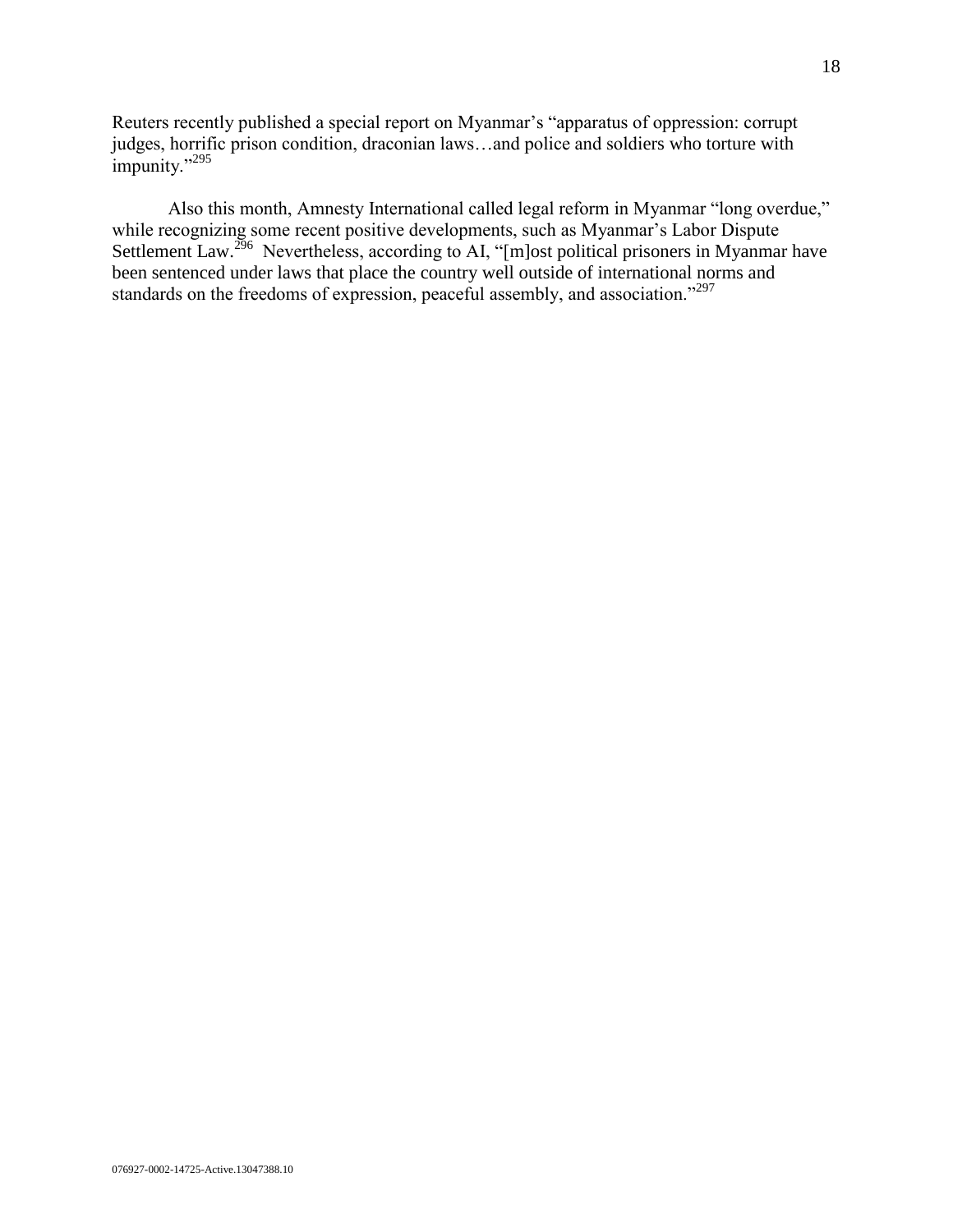Reuters recently published a special report on Myanmar's "apparatus of oppression: corrupt judges, horrific prison condition, draconian laws…and police and soldiers who torture with impunity."[295]

Also this month, Amnesty International called legal reform in Myanmar "long overdue," while recognizing some recent positive developments, such as Myanmar's Labor Dispute Settlement Law.[296] Nevertheless, according to AI, "[m]ost political prisoners in Myanmar have been sentenced under laws that place the country well outside of international norms and standards on the freedoms of expression, peaceful assembly, and association."[297]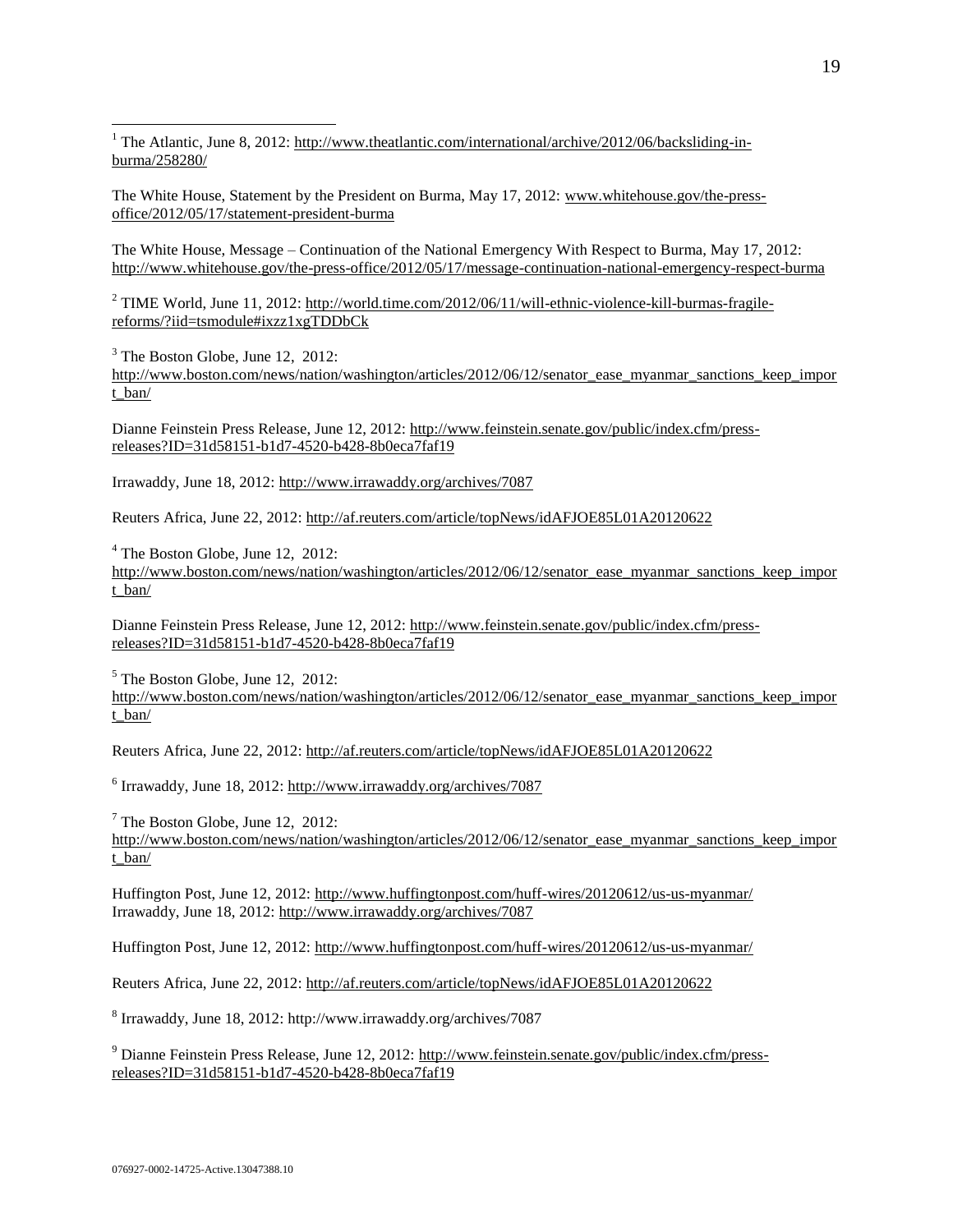[1] The Atlantic, June 8, 2012: http://www.theatlantic.com/international/archive/2012/06/backsliding-in-burma/258280/

The White House, Statement by the President on Burma, May 17, 2012: www.whitehouse.gov/the-press-office/2012/05/17/statement-president-burma

The White House, Message – Continuation of the National Emergency With Respect to Burma, May 17, 2012: http://www.whitehouse.gov/the-press-office/2012/05/17/message-continuation-national-emergency-respect-burma

[2] TIME World, June 11, 2012: http://world.time.com/2012/06/11/will-ethnic-violence-kill-burmas-fragile-reforms/?iid=tsmodule#ixzz1xgTDDbCk

[3] The Boston Globe, June 12, 2012: http://www.boston.com/news/nation/washington/articles/2012/06/12/senator_ease_myanmar_sanctions_keep_import_ban/

Dianne Feinstein Press Release, June 12, 2012: http://www.feinstein.senate.gov/public/index.cfm/press-releases?ID=31d58151-b1d7-4520-b428-8b0eca7faf19

Irrawaddy, June 18, 2012: http://www.irrawaddy.org/archives/7087

Reuters Africa, June 22, 2012: http://af.reuters.com/article/topNews/idAFJOE85L01A20120622

[4] The Boston Globe, June 12, 2012: http://www.boston.com/news/nation/washington/articles/2012/06/12/senator_ease_myanmar_sanctions_keep_import_ban/

Dianne Feinstein Press Release, June 12, 2012: http://www.feinstein.senate.gov/public/index.cfm/press-releases?ID=31d58151-b1d7-4520-b428-8b0eca7faf19

[5] The Boston Globe, June 12, 2012: http://www.boston.com/news/nation/washington/articles/2012/06/12/senator_ease_myanmar_sanctions_keep_import_ban/

Reuters Africa, June 22, 2012: http://af.reuters.com/article/topNews/idAFJOE85L01A20120622

[6] Irrawaddy, June 18, 2012: http://www.irrawaddy.org/archives/7087

[7] The Boston Globe, June 12, 2012: http://www.boston.com/news/nation/washington/articles/2012/06/12/senator_ease_myanmar_sanctions_keep_import_ban/

Huffington Post, June 12, 2012: http://www.huffingtonpost.com/huff-wires/20120612/us-us-myanmar/
Irrawaddy, June 18, 2012: http://www.irrawaddy.org/archives/7087

Huffington Post, June 12, 2012: http://www.huffingtonpost.com/huff-wires/20120612/us-us-myanmar/

Reuters Africa, June 22, 2012: http://af.reuters.com/article/topNews/idAFJOE85L01A20120622

[8] Irrawaddy, June 18, 2012: http://www.irrawaddy.org/archives/7087

[9] Dianne Feinstein Press Release, June 12, 2012: http://www.feinstein.senate.gov/public/index.cfm/press-releases?ID=31d58151-b1d7-4520-b428-8b0eca7faf19

076927-0002-14725-Active.13047388.10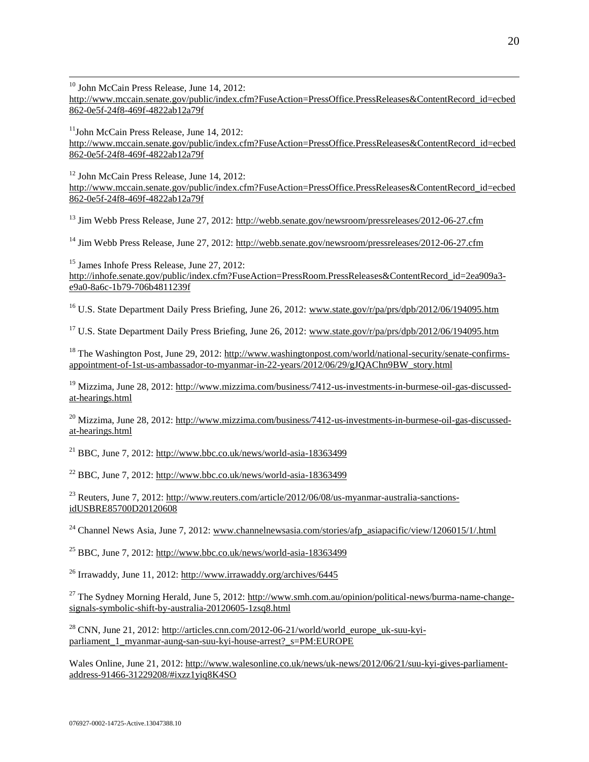[10] John McCain Press Release, June 14, 2012: http://www.mccain.senate.gov/public/index.cfm?FuseAction=PressOffice.PressReleases&ContentRecord_id=ecbed862-0e5f-24f8-469f-4822ab12a79f

[11] John McCain Press Release, June 14, 2012: http://www.mccain.senate.gov/public/index.cfm?FuseAction=PressOffice.PressReleases&ContentRecord_id=ecbed862-0e5f-24f8-469f-4822ab12a79f

[12] John McCain Press Release, June 14, 2012: http://www.mccain.senate.gov/public/index.cfm?FuseAction=PressOffice.PressReleases&ContentRecord_id=ecbed862-0e5f-24f8-469f-4822ab12a79f

[13] Jim Webb Press Release, June 27, 2012: http://webb.senate.gov/newsroom/pressreleases/2012-06-27.cfm

[14] Jim Webb Press Release, June 27, 2012: http://webb.senate.gov/newsroom/pressreleases/2012-06-27.cfm

[15] James Inhofe Press Release, June 27, 2012: http://inhofe.senate.gov/public/index.cfm?FuseAction=PressRoom.PressReleases&ContentRecord_id=2ea909a3-e9a0-8a6c-1b79-706b4811239f

[16] U.S. State Department Daily Press Briefing, June 26, 2012: www.state.gov/r/pa/prs/dpb/2012/06/194095.htm

[17] U.S. State Department Daily Press Briefing, June 26, 2012: www.state.gov/r/pa/prs/dpb/2012/06/194095.htm

[18] The Washington Post, June 29, 2012: http://www.washingtonpost.com/world/national-security/senate-confirms-appointment-of-1st-us-ambassador-to-myanmar-in-22-years/2012/06/29/gJQAChn9BW_story.html

[19] Mizzima, June 28, 2012: http://www.mizzima.com/business/7412-us-investments-in-burmese-oil-gas-discussed-at-hearings.html

[20] Mizzima, June 28, 2012: http://www.mizzima.com/business/7412-us-investments-in-burmese-oil-gas-discussed-at-hearings.html

[21] BBC, June 7, 2012: http://www.bbc.co.uk/news/world-asia-18363499

[22] BBC, June 7, 2012: http://www.bbc.co.uk/news/world-asia-18363499

[23] Reuters, June 7, 2012: http://www.reuters.com/article/2012/06/08/us-myanmar-australia-sanctions-idUSBRE85700D20120608

[24] Channel News Asia, June 7, 2012: www.channelnewsasia.com/stories/afp_asiapacific/view/1206015/1/.html

[25] BBC, June 7, 2012: http://www.bbc.co.uk/news/world-asia-18363499

[26] Irrawaddy, June 11, 2012: http://www.irrawaddy.org/archives/6445

[27] The Sydney Morning Herald, June 5, 2012: http://www.smh.com.au/opinion/political-news/burma-name-change-signals-symbolic-shift-by-australia-20120605-1zsq8.html

[28] CNN, June 21, 2012: http://articles.cnn.com/2012-06-21/world/world_europe_uk-suu-kyi-parliament_1_myanmar-aung-san-suu-kyi-house-arrest?_s=PM:EUROPE

Wales Online, June 21, 2012: http://www.walesonline.co.uk/news/uk-news/2012/06/21/suu-kyi-gives-parliament-address-91466-31229208/#ixzz1yiq8K4SO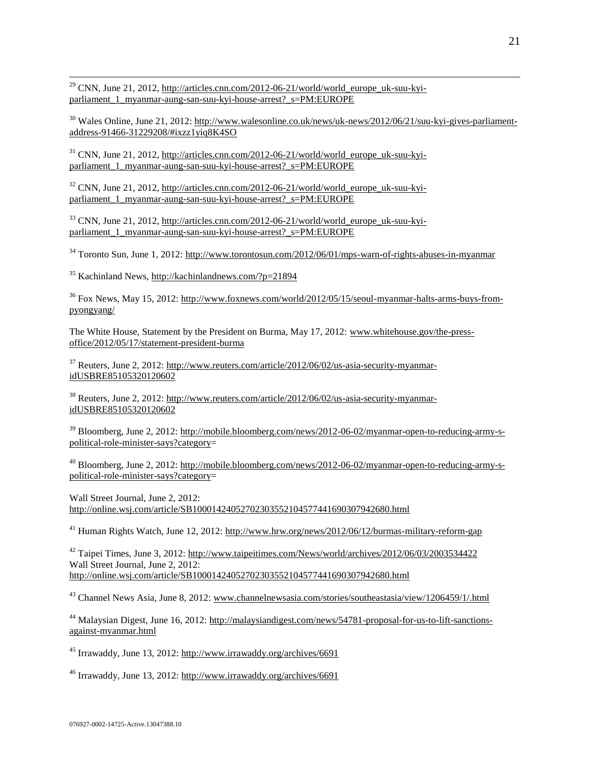[29] CNN, June 21, 2012, http://articles.cnn.com/2012-06-21/world/world_europe_uk-suu-kyi-parliament_1_myanmar-aung-san-suu-kyi-house-arrest?_s=PM:EUROPE

[30] Wales Online, June 21, 2012: http://www.walesonline.co.uk/news/uk-news/2012/06/21/suu-kyi-gives-parliament-address-91466-31229208/#ixzz1yiq8K4SO

[31] CNN, June 21, 2012, http://articles.cnn.com/2012-06-21/world/world_europe_uk-suu-kyi-parliament_1_myanmar-aung-san-suu-kyi-house-arrest?_s=PM:EUROPE

[32] CNN, June 21, 2012, http://articles.cnn.com/2012-06-21/world/world_europe_uk-suu-kyi-parliament_1_myanmar-aung-san-suu-kyi-house-arrest?_s=PM:EUROPE

[33] CNN, June 21, 2012, http://articles.cnn.com/2012-06-21/world/world_europe_uk-suu-kyi-parliament_1_myanmar-aung-san-suu-kyi-house-arrest?_s=PM:EUROPE

[34] Toronto Sun, June 1, 2012: http://www.torontosun.com/2012/06/01/mps-warn-of-rights-abuses-in-myanmar

[35] Kachinland News, http://kachinlandnews.com/?p=21894

[36] Fox News, May 15, 2012: http://www.foxnews.com/world/2012/05/15/seoul-myanmar-halts-arms-buys-from-pyongyang/

The White House, Statement by the President on Burma, May 17, 2012: www.whitehouse.gov/the-press-office/2012/05/17/statement-president-burma

[37] Reuters, June 2, 2012: http://www.reuters.com/article/2012/06/02/us-asia-security-myanmar-idUSBRE85105320120602

[38] Reuters, June 2, 2012: http://www.reuters.com/article/2012/06/02/us-asia-security-myanmar-idUSBRE85105320120602

[39] Bloomberg, June 2, 2012: http://mobile.bloomberg.com/news/2012-06-02/myanmar-open-to-reducing-army-s-political-role-minister-says?category=

[40] Bloomberg, June 2, 2012: http://mobile.bloomberg.com/news/2012-06-02/myanmar-open-to-reducing-army-s-political-role-minister-says?category=

Wall Street Journal, June 2, 2012:
http://online.wsj.com/article/SB10001424052702303552104577441690307942680.html

[41] Human Rights Watch, June 12, 2012: http://www.hrw.org/news/2012/06/12/burmas-military-reform-gap

[42] Taipei Times, June 3, 2012: http://www.taipeitimes.com/News/world/archives/2012/06/03/2003534422
Wall Street Journal, June 2, 2012:
http://online.wsj.com/article/SB10001424052702303552104577441690307942680.html

[43] Channel News Asia, June 8, 2012: www.channelnewsasia.com/stories/southeastasia/view/1206459/1/.html

[44] Malaysian Digest, June 16, 2012: http://malaysiandigest.com/news/54781-proposal-for-us-to-lift-sanctions-against-myanmar.html

[45] Irrawaddy, June 13, 2012: http://www.irrawaddy.org/archives/6691

[46] Irrawaddy, June 13, 2012: http://www.irrawaddy.org/archives/6691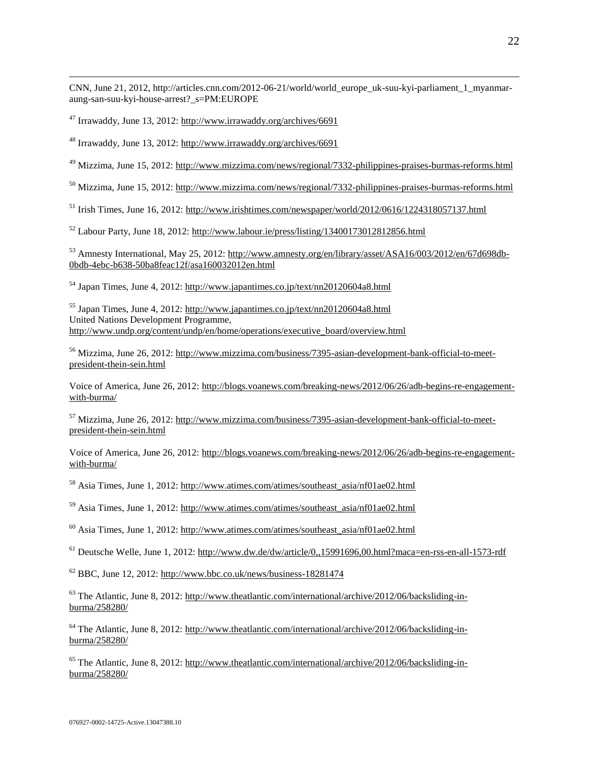CNN, June 21, 2012, http://articles.cnn.com/2012-06-21/world/world_europe_uk-suu-kyi-parliament_1_myanmar-aung-san-suu-kyi-house-arrest?_s=PM:EUROPE

[47] Irrawaddy, June 13, 2012: http://www.irrawaddy.org/archives/6691

[48] Irrawaddy, June 13, 2012: http://www.irrawaddy.org/archives/6691

[49] Mizzima, June 15, 2012: http://www.mizzima.com/news/regional/7332-philippines-praises-burmas-reforms.html

[50] Mizzima, June 15, 2012: http://www.mizzima.com/news/regional/7332-philippines-praises-burmas-reforms.html

[51] Irish Times, June 16, 2012: http://www.irishtimes.com/newspaper/world/2012/0616/1224318057137.html

[52] Labour Party, June 18, 2012: http://www.labour.ie/press/listing/13400173012812856.html

[53] Amnesty International, May 25, 2012: http://www.amnesty.org/en/library/asset/ASA16/003/2012/en/67d698db-0bdb-4ebc-b638-50ba8feac12f/asa160032012en.html

[54] Japan Times, June 4, 2012: http://www.japantimes.co.jp/text/nn20120604a8.html

[55] Japan Times, June 4, 2012: http://www.japantimes.co.jp/text/nn20120604a8.html
United Nations Development Programme,
http://www.undp.org/content/undp/en/home/operations/executive_board/overview.html

[56] Mizzima, June 26, 2012: http://www.mizzima.com/business/7395-asian-development-bank-official-to-meet-president-thein-sein.html

Voice of America, June 26, 2012: http://blogs.voanews.com/breaking-news/2012/06/26/adb-begins-re-engagement-with-burma/

[57] Mizzima, June 26, 2012: http://www.mizzima.com/business/7395-asian-development-bank-official-to-meet-president-thein-sein.html

Voice of America, June 26, 2012: http://blogs.voanews.com/breaking-news/2012/06/26/adb-begins-re-engagement-with-burma/

[58] Asia Times, June 1, 2012: http://www.atimes.com/atimes/southeast_asia/nf01ae02.html

[59] Asia Times, June 1, 2012: http://www.atimes.com/atimes/southeast_asia/nf01ae02.html

[60] Asia Times, June 1, 2012: http://www.atimes.com/atimes/southeast_asia/nf01ae02.html

[61] Deutsche Welle, June 1, 2012: http://www.dw.de/dw/article/0,,15991696,00.html?maca=en-rss-en-all-1573-rdf

[62] BBC, June 12, 2012: http://www.bbc.co.uk/news/business-18281474

[63] The Atlantic, June 8, 2012: http://www.theatlantic.com/international/archive/2012/06/backsliding-in-burma/258280/

[64] The Atlantic, June 8, 2012: http://www.theatlantic.com/international/archive/2012/06/backsliding-in-burma/258280/

[65] The Atlantic, June 8, 2012: http://www.theatlantic.com/international/archive/2012/06/backsliding-in-burma/258280/

076927-0002-14725-Active.13047388.10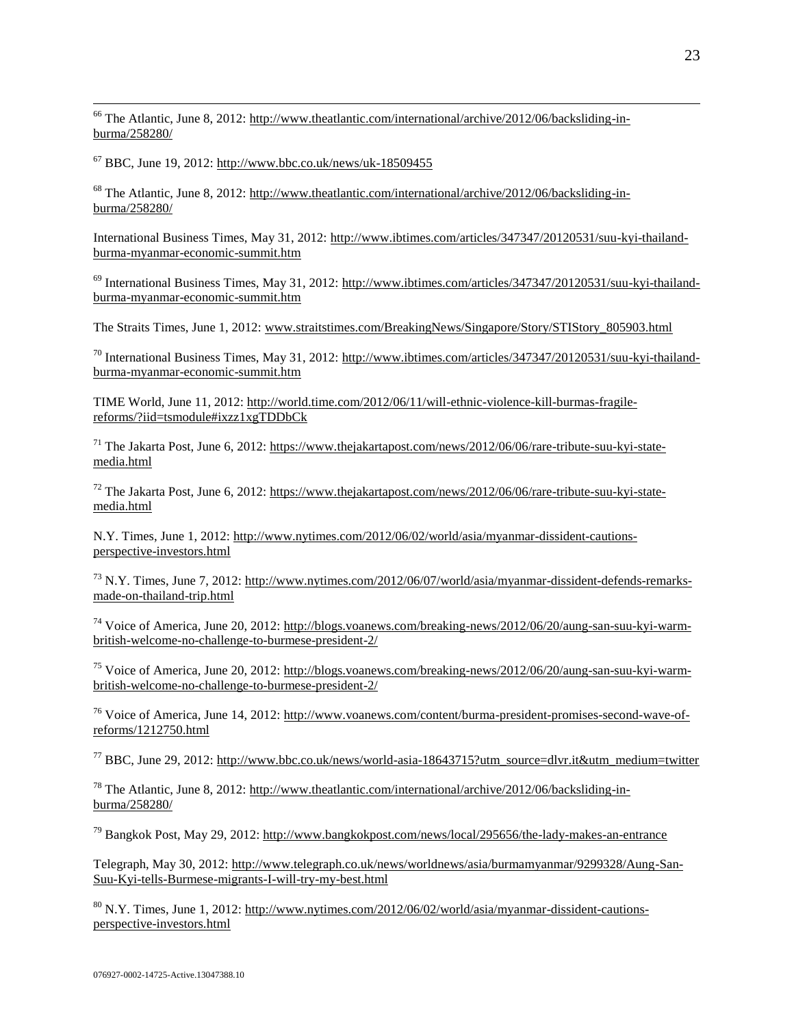[66] The Atlantic, June 8, 2012: http://www.theatlantic.com/international/archive/2012/06/backsliding-in-burma/258280/

[67] BBC, June 19, 2012: http://www.bbc.co.uk/news/uk-18509455

[68] The Atlantic, June 8, 2012: http://www.theatlantic.com/international/archive/2012/06/backsliding-in-burma/258280/

International Business Times, May 31, 2012: http://www.ibtimes.com/articles/347347/20120531/suu-kyi-thailand-burma-myanmar-economic-summit.htm

[69] International Business Times, May 31, 2012: http://www.ibtimes.com/articles/347347/20120531/suu-kyi-thailand-burma-myanmar-economic-summit.htm

The Straits Times, June 1, 2012: www.straitstimes.com/BreakingNews/Singapore/Story/STIStory_805903.html

[70] International Business Times, May 31, 2012: http://www.ibtimes.com/articles/347347/20120531/suu-kyi-thailand-burma-myanmar-economic-summit.htm

TIME World, June 11, 2012: http://world.time.com/2012/06/11/will-ethnic-violence-kill-burmas-fragile-reforms/?iid=tsmodule#ixzz1xgTDDbCk

[71] The Jakarta Post, June 6, 2012: https://www.thejakartapost.com/news/2012/06/06/rare-tribute-suu-kyi-state-media.html

[72] The Jakarta Post, June 6, 2012: https://www.thejakartapost.com/news/2012/06/06/rare-tribute-suu-kyi-state-media.html

N.Y. Times, June 1, 2012: http://www.nytimes.com/2012/06/02/world/asia/myanmar-dissident-cautions-perspective-investors.html

[73] N.Y. Times, June 7, 2012: http://www.nytimes.com/2012/06/07/world/asia/myanmar-dissident-defends-remarks-made-on-thailand-trip.html

[74] Voice of America, June 20, 2012: http://blogs.voanews.com/breaking-news/2012/06/20/aung-san-suu-kyi-warm-british-welcome-no-challenge-to-burmese-president-2/

[75] Voice of America, June 20, 2012: http://blogs.voanews.com/breaking-news/2012/06/20/aung-san-suu-kyi-warm-british-welcome-no-challenge-to-burmese-president-2/

[76] Voice of America, June 14, 2012: http://www.voanews.com/content/burma-president-promises-second-wave-of-reforms/1212750.html

[77] BBC, June 29, 2012: http://www.bbc.co.uk/news/world-asia-18643715?utm_source=dlvr.it&utm_medium=twitter

[78] The Atlantic, June 8, 2012: http://www.theatlantic.com/international/archive/2012/06/backsliding-in-burma/258280/

[79] Bangkok Post, May 29, 2012: http://www.bangkokpost.com/news/local/295656/the-lady-makes-an-entrance

Telegraph, May 30, 2012: http://www.telegraph.co.uk/news/worldnews/asia/burmamyanmar/9299328/Aung-San-Suu-Kyi-tells-Burmese-migrants-I-will-try-my-best.html

[80] N.Y. Times, June 1, 2012: http://www.nytimes.com/2012/06/02/world/asia/myanmar-dissident-cautions-perspective-investors.html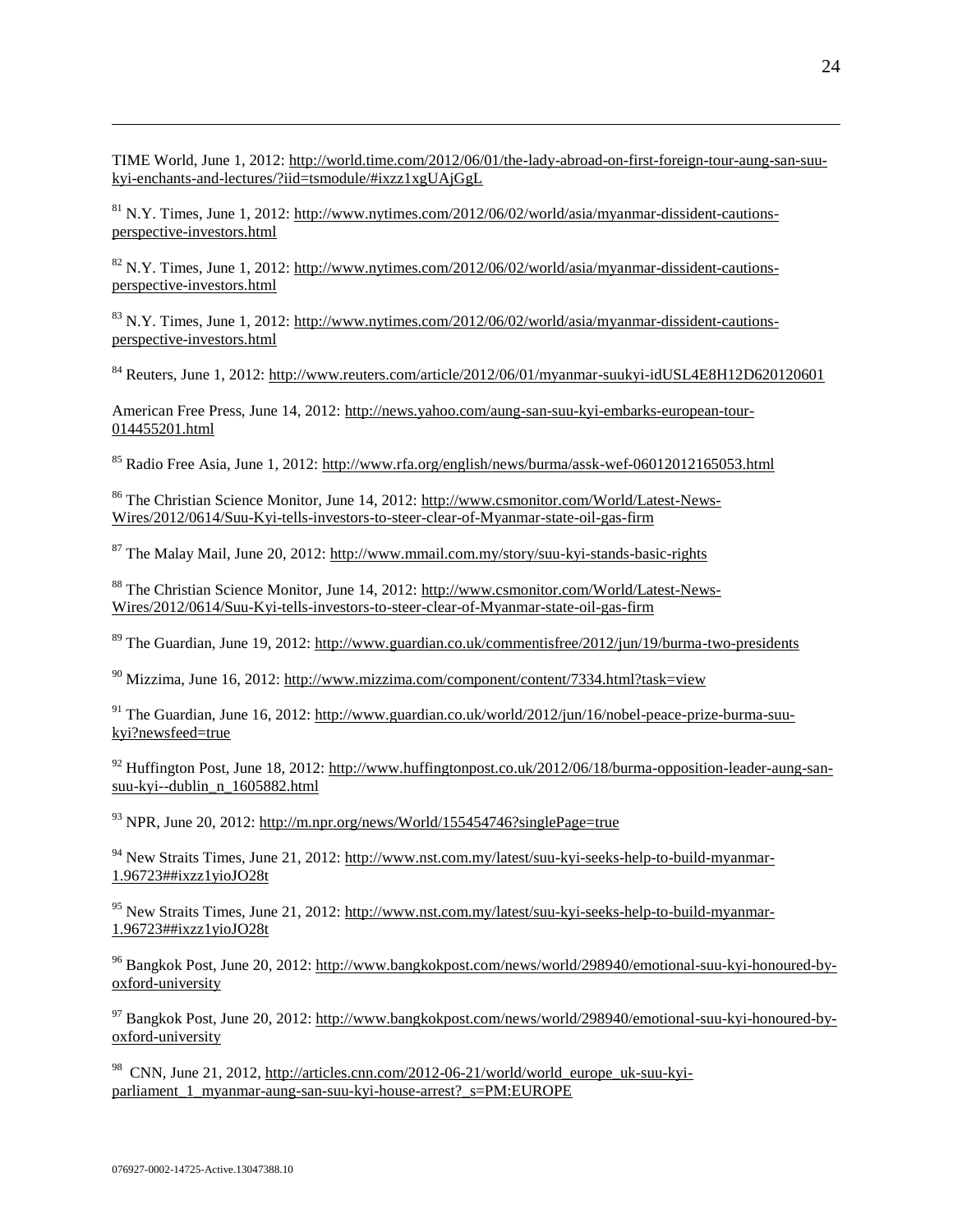TIME World, June 1, 2012: http://world.time.com/2012/06/01/the-lady-abroad-on-first-foreign-tour-aung-san-suu-kyi-enchants-and-lectures/?iid=tsmodule/#ixzz1xgUAjGgL

[81] N.Y. Times, June 1, 2012: http://www.nytimes.com/2012/06/02/world/asia/myanmar-dissident-cautions-perspective-investors.html

[82] N.Y. Times, June 1, 2012: http://www.nytimes.com/2012/06/02/world/asia/myanmar-dissident-cautions-perspective-investors.html

[83] N.Y. Times, June 1, 2012: http://www.nytimes.com/2012/06/02/world/asia/myanmar-dissident-cautions-perspective-investors.html

[84] Reuters, June 1, 2012: http://www.reuters.com/article/2012/06/01/myanmar-suukyi-idUSL4E8H12D620120601

American Free Press, June 14, 2012: http://news.yahoo.com/aung-san-suu-kyi-embarks-european-tour-014455201.html

[85] Radio Free Asia, June 1, 2012: http://www.rfa.org/english/news/burma/assk-wef-06012012165053.html

[86] The Christian Science Monitor, June 14, 2012: http://www.csmonitor.com/World/Latest-News-Wires/2012/0614/Suu-Kyi-tells-investors-to-steer-clear-of-Myanmar-state-oil-gas-firm

[87] The Malay Mail, June 20, 2012: http://www.mmail.com.my/story/suu-kyi-stands-basic-rights

[88] The Christian Science Monitor, June 14, 2012: http://www.csmonitor.com/World/Latest-News-Wires/2012/0614/Suu-Kyi-tells-investors-to-steer-clear-of-Myanmar-state-oil-gas-firm

[89] The Guardian, June 19, 2012: http://www.guardian.co.uk/commentisfree/2012/jun/19/burma-two-presidents

[90] Mizzima, June 16, 2012: http://www.mizzima.com/component/content/7334.html?task=view

[91] The Guardian, June 16, 2012: http://www.guardian.co.uk/world/2012/jun/16/nobel-peace-prize-burma-suu-kyi?newsfeed=true

[92] Huffington Post, June 18, 2012: http://www.huffingtonpost.co.uk/2012/06/18/burma-opposition-leader-aung-san-suu-kyi--dublin_n_1605882.html

[93] NPR, June 20, 2012: http://m.npr.org/news/World/155454746?singlePage=true

[94] New Straits Times, June 21, 2012: http://www.nst.com.my/latest/suu-kyi-seeks-help-to-build-myanmar-1.96723##ixzz1yioJO28t

[95] New Straits Times, June 21, 2012: http://www.nst.com.my/latest/suu-kyi-seeks-help-to-build-myanmar-1.96723##ixzz1yioJO28t

[96] Bangkok Post, June 20, 2012: http://www.bangkokpost.com/news/world/298940/emotional-suu-kyi-honoured-by-oxford-university

[97] Bangkok Post, June 20, 2012: http://www.bangkokpost.com/news/world/298940/emotional-suu-kyi-honoured-by-oxford-university

[98] CNN, June 21, 2012, http://articles.cnn.com/2012-06-21/world/world_europe_uk-suu-kyi-parliament_1_myanmar-aung-san-suu-kyi-house-arrest?_s=PM:EUROPE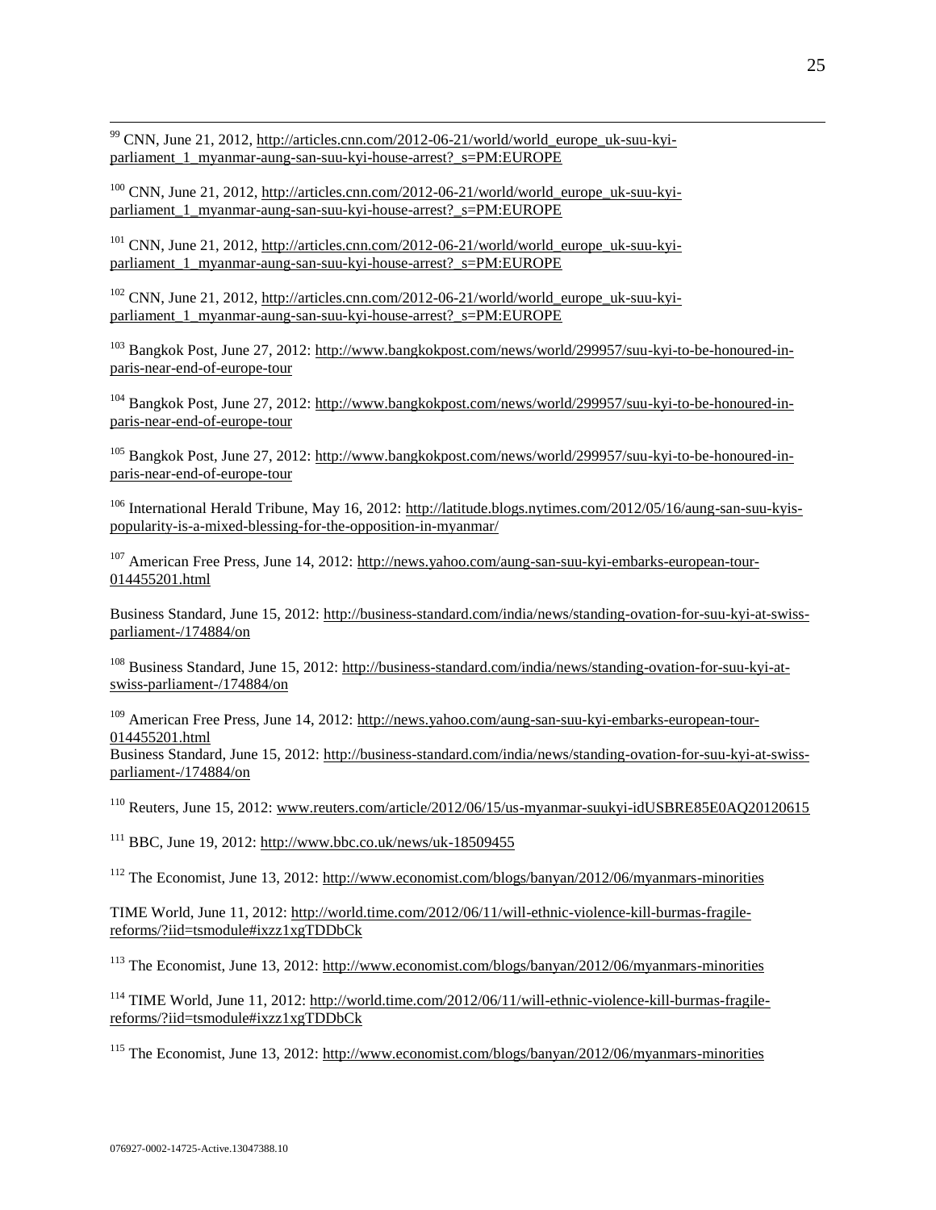[99] CNN, June 21, 2012, http://articles.cnn.com/2012-06-21/world/world_europe_uk-suu-kyi-parliament_1_myanmar-aung-san-suu-kyi-house-arrest?_s=PM:EUROPE

[100] CNN, June 21, 2012, http://articles.cnn.com/2012-06-21/world/world_europe_uk-suu-kyi-parliament_1_myanmar-aung-san-suu-kyi-house-arrest?_s=PM:EUROPE

[101] CNN, June 21, 2012, http://articles.cnn.com/2012-06-21/world/world_europe_uk-suu-kyi-parliament_1_myanmar-aung-san-suu-kyi-house-arrest?_s=PM:EUROPE

[102] CNN, June 21, 2012, http://articles.cnn.com/2012-06-21/world/world_europe_uk-suu-kyi-parliament_1_myanmar-aung-san-suu-kyi-house-arrest?_s=PM:EUROPE

[103] Bangkok Post, June 27, 2012: http://www.bangkokpost.com/news/world/299957/suu-kyi-to-be-honoured-in-paris-near-end-of-europe-tour

[104] Bangkok Post, June 27, 2012: http://www.bangkokpost.com/news/world/299957/suu-kyi-to-be-honoured-in-paris-near-end-of-europe-tour

[105] Bangkok Post, June 27, 2012: http://www.bangkokpost.com/news/world/299957/suu-kyi-to-be-honoured-in-paris-near-end-of-europe-tour

[106] International Herald Tribune, May 16, 2012: http://latitude.blogs.nytimes.com/2012/05/16/aung-san-suu-kyis-popularity-is-a-mixed-blessing-for-the-opposition-in-myanmar/

[107] American Free Press, June 14, 2012: http://news.yahoo.com/aung-san-suu-kyi-embarks-european-tour-014455201.html

Business Standard, June 15, 2012: http://business-standard.com/india/news/standing-ovation-for-suu-kyi-at-swiss-parliament-/174884/on

[108] Business Standard, June 15, 2012: http://business-standard.com/india/news/standing-ovation-for-suu-kyi-at-swiss-parliament-/174884/on

[109] American Free Press, June 14, 2012: http://news.yahoo.com/aung-san-suu-kyi-embarks-european-tour-014455201.html
Business Standard, June 15, 2012: http://business-standard.com/india/news/standing-ovation-for-suu-kyi-at-swiss-parliament-/174884/on

[110] Reuters, June 15, 2012: www.reuters.com/article/2012/06/15/us-myanmar-suukyi-idUSBRE85E0AQ20120615

[111] BBC, June 19, 2012: http://www.bbc.co.uk/news/uk-18509455

[112] The Economist, June 13, 2012: http://www.economist.com/blogs/banyan/2012/06/myanmars-minorities

TIME World, June 11, 2012: http://world.time.com/2012/06/11/will-ethnic-violence-kill-burmas-fragile-reforms/?iid=tsmodule#ixzz1xgTDDbCk

[113] The Economist, June 13, 2012: http://www.economist.com/blogs/banyan/2012/06/myanmars-minorities

[114] TIME World, June 11, 2012: http://world.time.com/2012/06/11/will-ethnic-violence-kill-burmas-fragile-reforms/?iid=tsmodule#ixzz1xgTDDbCk

[115] The Economist, June 13, 2012: http://www.economist.com/blogs/banyan/2012/06/myanmars-minorities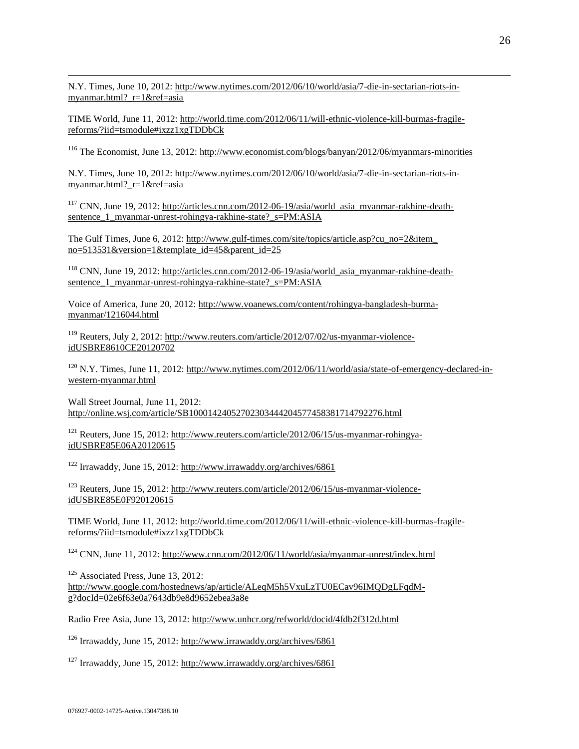N.Y. Times, June 10, 2012: http://www.nytimes.com/2012/06/10/world/asia/7-die-in-sectarian-riots-in-myanmar.html?_r=1&ref=asia

TIME World, June 11, 2012: http://world.time.com/2012/06/11/will-ethnic-violence-kill-burmas-fragile-reforms/?iid=tsmodule#ixzz1xgTDDbCk

[116] The Economist, June 13, 2012: http://www.economist.com/blogs/banyan/2012/06/myanmars-minorities

N.Y. Times, June 10, 2012: http://www.nytimes.com/2012/06/10/world/asia/7-die-in-sectarian-riots-in-myanmar.html?_r=1&ref=asia

[117] CNN, June 19, 2012: http://articles.cnn.com/2012-06-19/asia/world_asia_myanmar-rakhine-death-sentence_1_myanmar-unrest-rohingya-rakhine-state?_s=PM:ASIA

The Gulf Times, June 6, 2012: http://www.gulf-times.com/site/topics/article.asp?cu_no=2&item_no=513531&version=1&template_id=45&parent_id=25

[118] CNN, June 19, 2012: http://articles.cnn.com/2012-06-19/asia/world_asia_myanmar-rakhine-death-sentence_1_myanmar-unrest-rohingya-rakhine-state?_s=PM:ASIA

Voice of America, June 20, 2012: http://www.voanews.com/content/rohingya-bangladesh-burma-myanmar/1216044.html

[119] Reuters, July 2, 2012: http://www.reuters.com/article/2012/07/02/us-myanmar-violence-idUSBRE8610CE20120702

[120] N.Y. Times, June 11, 2012: http://www.nytimes.com/2012/06/11/world/asia/state-of-emergency-declared-in-western-myanmar.html

Wall Street Journal, June 11, 2012: http://online.wsj.com/article/SB10001424052702303444204577458381714792276.html

[121] Reuters, June 15, 2012: http://www.reuters.com/article/2012/06/15/us-myanmar-rohingya-idUSBRE85E06A20120615

[122] Irrawaddy, June 15, 2012: http://www.irrawaddy.org/archives/6861

[123] Reuters, June 15, 2012: http://www.reuters.com/article/2012/06/15/us-myanmar-violence-idUSBRE85E0F920120615

TIME World, June 11, 2012: http://world.time.com/2012/06/11/will-ethnic-violence-kill-burmas-fragile-reforms/?iid=tsmodule#ixzz1xgTDDbCk

[124] CNN, June 11, 2012: http://www.cnn.com/2012/06/11/world/asia/myanmar-unrest/index.html

[125] Associated Press, June 13, 2012: http://www.google.com/hostednews/ap/article/ALeqM5h5VxuLzTU0ECav96IMQDgLFqdM-g?docId=02e6f63e0a7643db9e8d9652ebea3a8e

Radio Free Asia, June 13, 2012: http://www.unhcr.org/refworld/docid/4fdb2f312d.html

[126] Irrawaddy, June 15, 2012: http://www.irrawaddy.org/archives/6861

[127] Irrawaddy, June 15, 2012: http://www.irrawaddy.org/archives/6861

076927-0002-14725-Active.13047388.10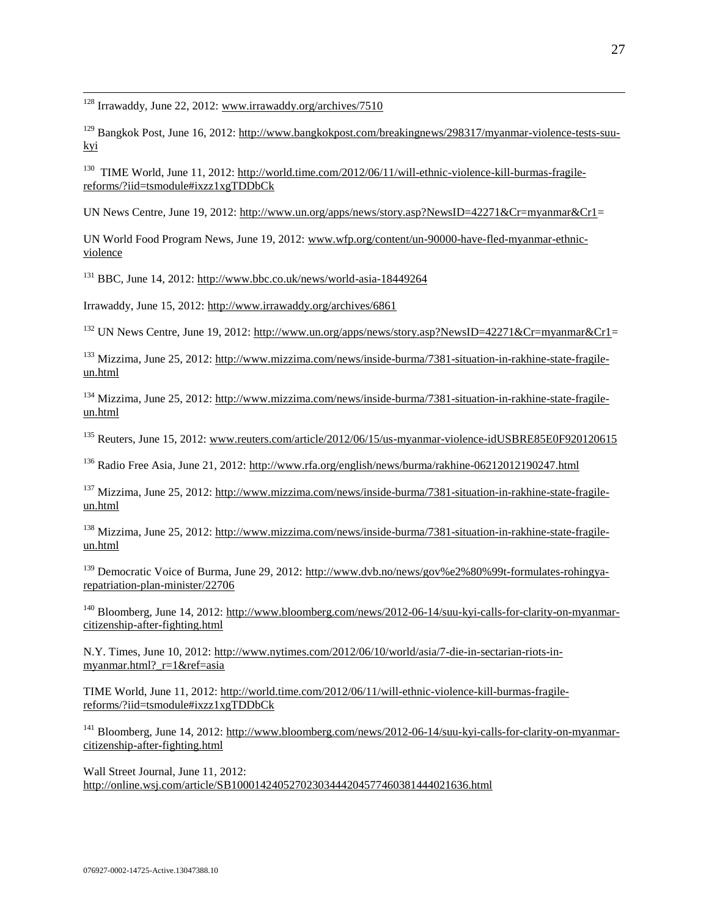[128] Irrawaddy, June 22, 2012: www.irrawaddy.org/archives/7510

[129] Bangkok Post, June 16, 2012: http://www.bangkokpost.com/breakingnews/298317/myanmar-violence-tests-suu-kyi

[130] TIME World, June 11, 2012: http://world.time.com/2012/06/11/will-ethnic-violence-kill-burmas-fragile-reforms/?iid=tsmodule#ixzz1xgTDDbCk

UN News Centre, June 19, 2012: http://www.un.org/apps/news/story.asp?NewsID=42271&Cr=myanmar&Cr1=

UN World Food Program News, June 19, 2012: www.wfp.org/content/un-90000-have-fled-myanmar-ethnic-violence

[131] BBC, June 14, 2012: http://www.bbc.co.uk/news/world-asia-18449264

Irrawaddy, June 15, 2012: http://www.irrawaddy.org/archives/6861

[132] UN News Centre, June 19, 2012: http://www.un.org/apps/news/story.asp?NewsID=42271&Cr=myanmar&Cr1=

[133] Mizzima, June 25, 2012: http://www.mizzima.com/news/inside-burma/7381-situation-in-rakhine-state-fragile-un.html

[134] Mizzima, June 25, 2012: http://www.mizzima.com/news/inside-burma/7381-situation-in-rakhine-state-fragile-un.html

[135] Reuters, June 15, 2012: www.reuters.com/article/2012/06/15/us-myanmar-violence-idUSBRE85E0F920120615

[136] Radio Free Asia, June 21, 2012: http://www.rfa.org/english/news/burma/rakhine-06212012190247.html

[137] Mizzima, June 25, 2012: http://www.mizzima.com/news/inside-burma/7381-situation-in-rakhine-state-fragile-un.html

[138] Mizzima, June 25, 2012: http://www.mizzima.com/news/inside-burma/7381-situation-in-rakhine-state-fragile-un.html

[139] Democratic Voice of Burma, June 29, 2012: http://www.dvb.no/news/gov%e2%80%99t-formulates-rohingya-repatriation-plan-minister/22706

[140] Bloomberg, June 14, 2012: http://www.bloomberg.com/news/2012-06-14/suu-kyi-calls-for-clarity-on-myanmar-citizenship-after-fighting.html

N.Y. Times, June 10, 2012: http://www.nytimes.com/2012/06/10/world/asia/7-die-in-sectarian-riots-in-myanmar.html?_r=1&ref=asia

TIME World, June 11, 2012: http://world.time.com/2012/06/11/will-ethnic-violence-kill-burmas-fragile-reforms/?iid=tsmodule#ixzz1xgTDDbCk

[141] Bloomberg, June 14, 2012: http://www.bloomberg.com/news/2012-06-14/suu-kyi-calls-for-clarity-on-myanmar-citizenship-after-fighting.html

Wall Street Journal, June 11, 2012: http://online.wsj.com/article/SB10001424052702303444204577460381444021636.html

076927-0002-14725-Active.13047388.10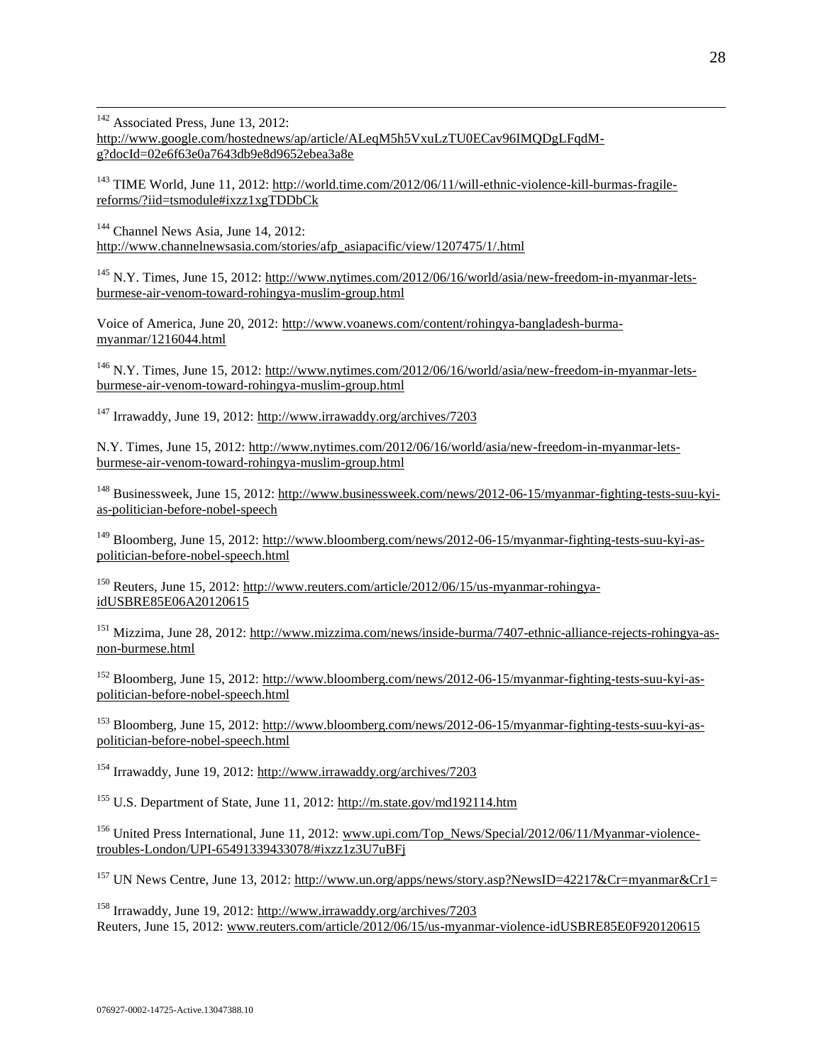[142] Associated Press, June 13, 2012: http://www.google.com/hostednews/ap/article/ALeqM5h5VxuLzTU0ECav96IMQDgLFqdM-g?docId=02e6f63e0a7643db9e8d9652ebea3a8e

[143] TIME World, June 11, 2012: http://world.time.com/2012/06/11/will-ethnic-violence-kill-burmas-fragile-reforms/?iid=tsmodule#ixzz1xgTDDbCk

[144] Channel News Asia, June 14, 2012: http://www.channelnewsasia.com/stories/afp_asiapacific/view/1207475/1/.html

[145] N.Y. Times, June 15, 2012: http://www.nytimes.com/2012/06/16/world/asia/new-freedom-in-myanmar-lets-burmese-air-venom-toward-rohingya-muslim-group.html

Voice of America, June 20, 2012: http://www.voanews.com/content/rohingya-bangladesh-burma-myanmar/1216044.html

[146] N.Y. Times, June 15, 2012: http://www.nytimes.com/2012/06/16/world/asia/new-freedom-in-myanmar-lets-burmese-air-venom-toward-rohingya-muslim-group.html

[147] Irrawaddy, June 19, 2012: http://www.irrawaddy.org/archives/7203

N.Y. Times, June 15, 2012: http://www.nytimes.com/2012/06/16/world/asia/new-freedom-in-myanmar-lets-burmese-air-venom-toward-rohingya-muslim-group.html

[148] Businessweek, June 15, 2012: http://www.businessweek.com/news/2012-06-15/myanmar-fighting-tests-suu-kyi-as-politician-before-nobel-speech

[149] Bloomberg, June 15, 2012: http://www.bloomberg.com/news/2012-06-15/myanmar-fighting-tests-suu-kyi-as-politician-before-nobel-speech.html

[150] Reuters, June 15, 2012: http://www.reuters.com/article/2012/06/15/us-myanmar-rohingya-idUSBRE85E06A20120615

[151] Mizzima, June 28, 2012: http://www.mizzima.com/news/inside-burma/7407-ethnic-alliance-rejects-rohingya-as-non-burmese.html

[152] Bloomberg, June 15, 2012: http://www.bloomberg.com/news/2012-06-15/myanmar-fighting-tests-suu-kyi-as-politician-before-nobel-speech.html

[153] Bloomberg, June 15, 2012: http://www.bloomberg.com/news/2012-06-15/myanmar-fighting-tests-suu-kyi-as-politician-before-nobel-speech.html

[154] Irrawaddy, June 19, 2012: http://www.irrawaddy.org/archives/7203

[155] U.S. Department of State, June 11, 2012: http://m.state.gov/md192114.htm

[156] United Press International, June 11, 2012: www.upi.com/Top_News/Special/2012/06/11/Myanmar-violence-troubles-London/UPI-65491339433078/#ixzz1z3U7uBFj

[157] UN News Centre, June 13, 2012: http://www.un.org/apps/news/story.asp?NewsID=42217&Cr=myanmar&Cr1=

[158] Irrawaddy, June 19, 2012: http://www.irrawaddy.org/archives/7203
Reuters, June 15, 2012: www.reuters.com/article/2012/06/15/us-myanmar-violence-idUSBRE85E0F920120615

076927-0002-14725-Active.13047388.10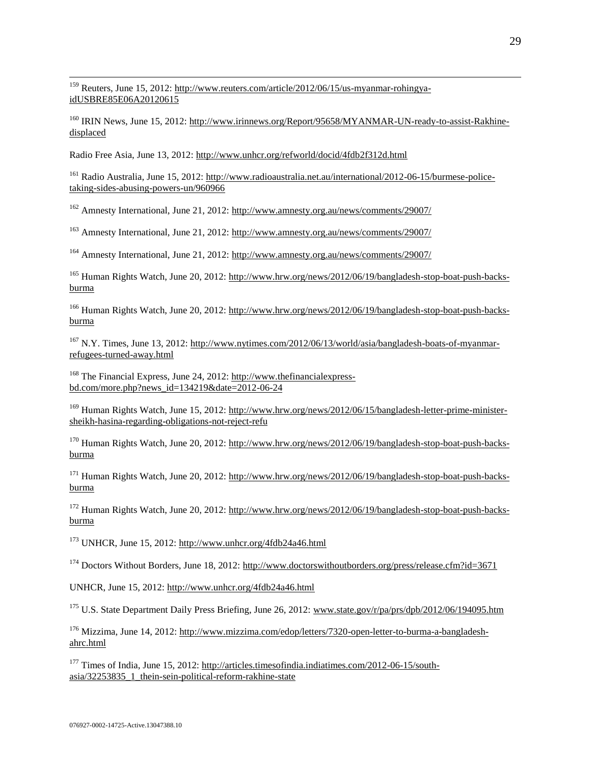[159] Reuters, June 15, 2012: http://www.reuters.com/article/2012/06/15/us-myanmar-rohingya-idUSBRE85E06A20120615

[160] IRIN News, June 15, 2012: http://www.irinnews.org/Report/95658/MYANMAR-UN-ready-to-assist-Rakhine-displaced

Radio Free Asia, June 13, 2012: http://www.unhcr.org/refworld/docid/4fdb2f312d.html

[161] Radio Australia, June 15, 2012: http://www.radioaustralia.net.au/international/2012-06-15/burmese-police-taking-sides-abusing-powers-un/960966

[162] Amnesty International, June 21, 2012: http://www.amnesty.org.au/news/comments/29007/

[163] Amnesty International, June 21, 2012: http://www.amnesty.org.au/news/comments/29007/

[164] Amnesty International, June 21, 2012: http://www.amnesty.org.au/news/comments/29007/

[165] Human Rights Watch, June 20, 2012: http://www.hrw.org/news/2012/06/19/bangladesh-stop-boat-push-backs-burma

[166] Human Rights Watch, June 20, 2012: http://www.hrw.org/news/2012/06/19/bangladesh-stop-boat-push-backs-burma

[167] N.Y. Times, June 13, 2012: http://www.nytimes.com/2012/06/13/world/asia/bangladesh-boats-of-myanmar-refugees-turned-away.html

[168] The Financial Express, June 24, 2012: http://www.thefinancialexpress-bd.com/more.php?news_id=134219&date=2012-06-24

[169] Human Rights Watch, June 15, 2012: http://www.hrw.org/news/2012/06/15/bangladesh-letter-prime-minister-sheikh-hasina-regarding-obligations-not-reject-refu

[170] Human Rights Watch, June 20, 2012: http://www.hrw.org/news/2012/06/19/bangladesh-stop-boat-push-backs-burma

[171] Human Rights Watch, June 20, 2012: http://www.hrw.org/news/2012/06/19/bangladesh-stop-boat-push-backs-burma

[172] Human Rights Watch, June 20, 2012: http://www.hrw.org/news/2012/06/19/bangladesh-stop-boat-push-backs-burma

[173] UNHCR, June 15, 2012: http://www.unhcr.org/4fdb24a46.html

[174] Doctors Without Borders, June 18, 2012: http://www.doctorswithoutborders.org/press/release.cfm?id=3671

UNHCR, June 15, 2012: http://www.unhcr.org/4fdb24a46.html

[175] U.S. State Department Daily Press Briefing, June 26, 2012: www.state.gov/r/pa/prs/dpb/2012/06/194095.htm

[176] Mizzima, June 14, 2012: http://www.mizzima.com/edop/letters/7320-open-letter-to-burma-a-bangladesh-ahrc.html

[177] Times of India, June 15, 2012: http://articles.timesofindia.indiatimes.com/2012-06-15/south-asia/32253835_1_thein-sein-political-reform-rakhine-state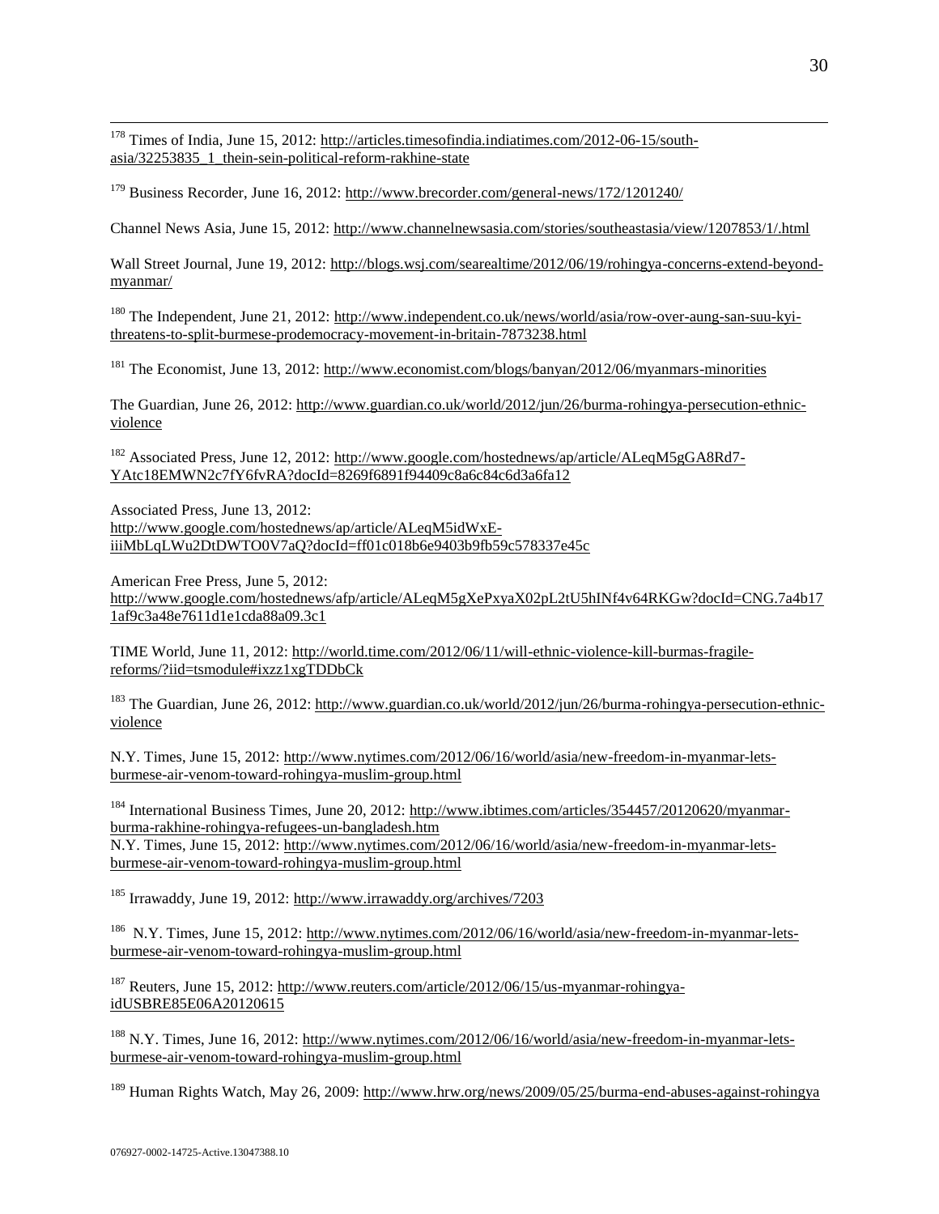[178] Times of India, June 15, 2012: http://articles.timesofindia.indiatimes.com/2012-06-15/south-asia/32253835_1_thein-sein-political-reform-rakhine-state

[179] Business Recorder, June 16, 2012: http://www.brecorder.com/general-news/172/1201240/

Channel News Asia, June 15, 2012: http://www.channelnewsasia.com/stories/southeastasia/view/1207853/1/.html

Wall Street Journal, June 19, 2012: http://blogs.wsj.com/searealtime/2012/06/19/rohingya-concerns-extend-beyond-myanmar/

[180] The Independent, June 21, 2012: http://www.independent.co.uk/news/world/asia/row-over-aung-san-suu-kyi-threatens-to-split-burmese-prodemocracy-movement-in-britain-7873238.html

[181] The Economist, June 13, 2012: http://www.economist.com/blogs/banyan/2012/06/myanmars-minorities

The Guardian, June 26, 2012: http://www.guardian.co.uk/world/2012/jun/26/burma-rohingya-persecution-ethnic-violence

[182] Associated Press, June 12, 2012: http://www.google.com/hostednews/ap/article/ALeqM5gGA8Rd7-YAtc18EMWN2c7fY6fvRA?docId=8269f6891f94409c8a6c84c6d3a6fa12

Associated Press, June 13, 2012: http://www.google.com/hostednews/ap/article/ALeqM5idWxE-iiiMbLqLWu2DtDWTO0V7aQ?docId=ff01c018b6e9403b9fb59c578337e45c

American Free Press, June 5, 2012: http://www.google.com/hostednews/afp/article/ALeqM5gXePxyaX02pL2tU5hINf4v64RKGw?docId=CNG.7a4b171af9c3a48e7611d1e1cda88a09.3c1

TIME World, June 11, 2012: http://world.time.com/2012/06/11/will-ethnic-violence-kill-burmas-fragile-reforms/?iid=tsmodule#ixzz1xgTDDbCk

[183] The Guardian, June 26, 2012: http://www.guardian.co.uk/world/2012/jun/26/burma-rohingya-persecution-ethnic-violence

N.Y. Times, June 15, 2012: http://www.nytimes.com/2012/06/16/world/asia/new-freedom-in-myanmar-lets-burmese-air-venom-toward-rohingya-muslim-group.html

[184] International Business Times, June 20, 2012: http://www.ibtimes.com/articles/354457/20120620/myanmar-burma-rakhine-rohingya-refugees-un-bangladesh.htm
N.Y. Times, June 15, 2012: http://www.nytimes.com/2012/06/16/world/asia/new-freedom-in-myanmar-lets-burmese-air-venom-toward-rohingya-muslim-group.html

[185] Irrawaddy, June 19, 2012: http://www.irrawaddy.org/archives/7203

[186] N.Y. Times, June 15, 2012: http://www.nytimes.com/2012/06/16/world/asia/new-freedom-in-myanmar-lets-burmese-air-venom-toward-rohingya-muslim-group.html

[187] Reuters, June 15, 2012: http://www.reuters.com/article/2012/06/15/us-myanmar-rohingya-idUSBRE85E06A20120615

[188] N.Y. Times, June 16, 2012: http://www.nytimes.com/2012/06/16/world/asia/new-freedom-in-myanmar-lets-burmese-air-venom-toward-rohingya-muslim-group.html

[189] Human Rights Watch, May 26, 2009: http://www.hrw.org/news/2009/05/25/burma-end-abuses-against-rohingya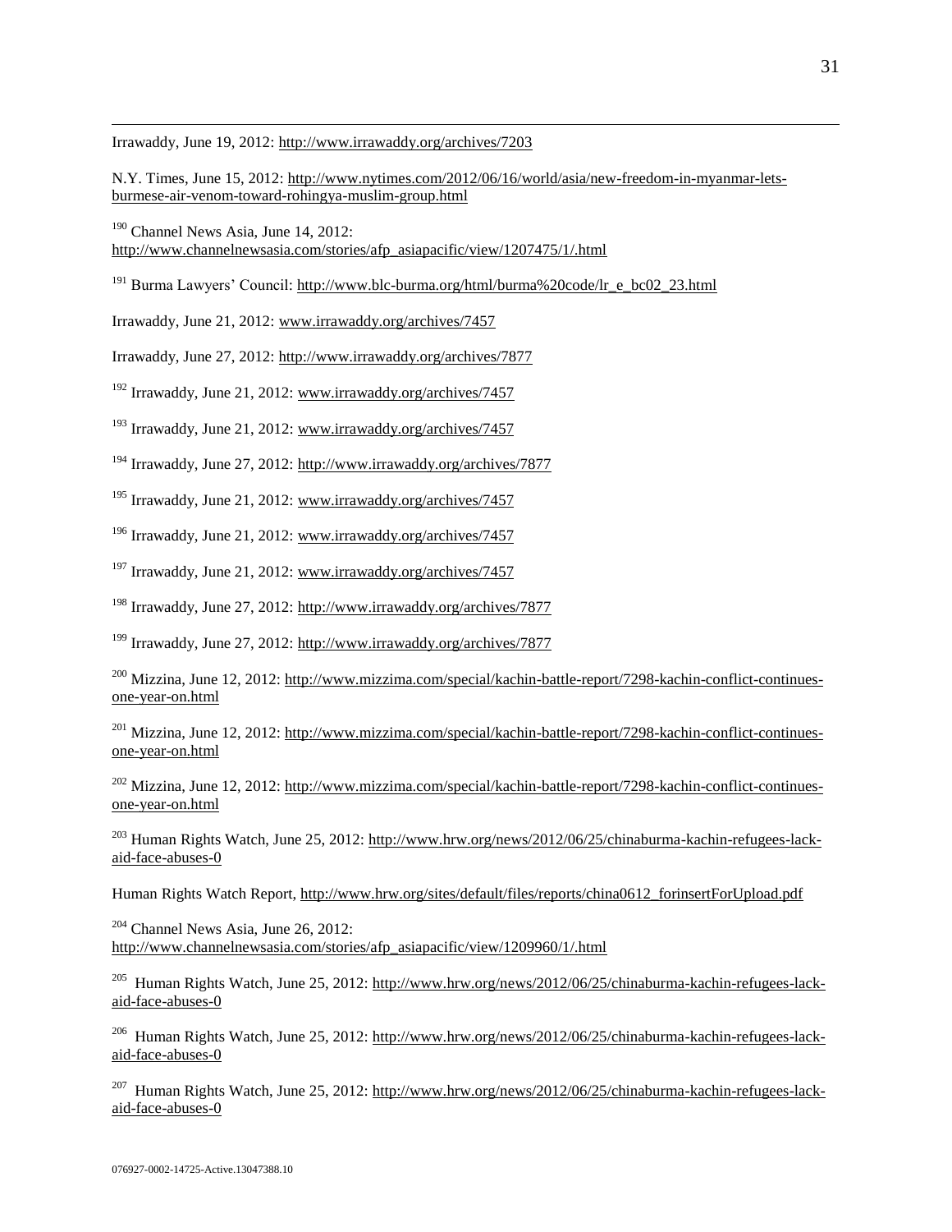Irrawaddy, June 19, 2012: http://www.irrawaddy.org/archives/7203

N.Y. Times, June 15, 2012: http://www.nytimes.com/2012/06/16/world/asia/new-freedom-in-myanmar-lets-burmese-air-venom-toward-rohingya-muslim-group.html

[190] Channel News Asia, June 14, 2012: http://www.channelnewsasia.com/stories/afp_asiapacific/view/1207475/1/.html

[191] Burma Lawyers' Council: http://www.blc-burma.org/html/burma%20code/lr_e_bc02_23.html

Irrawaddy, June 21, 2012: www.irrawaddy.org/archives/7457

Irrawaddy, June 27, 2012: http://www.irrawaddy.org/archives/7877

[192] Irrawaddy, June 21, 2012: www.irrawaddy.org/archives/7457

[193] Irrawaddy, June 21, 2012: www.irrawaddy.org/archives/7457

[194] Irrawaddy, June 27, 2012: http://www.irrawaddy.org/archives/7877

[195] Irrawaddy, June 21, 2012: www.irrawaddy.org/archives/7457

[196] Irrawaddy, June 21, 2012: www.irrawaddy.org/archives/7457

[197] Irrawaddy, June 21, 2012: www.irrawaddy.org/archives/7457

[198] Irrawaddy, June 27, 2012: http://www.irrawaddy.org/archives/7877

[199] Irrawaddy, June 27, 2012: http://www.irrawaddy.org/archives/7877

[200] Mizzina, June 12, 2012: http://www.mizzima.com/special/kachin-battle-report/7298-kachin-conflict-continues-one-year-on.html

[201] Mizzina, June 12, 2012: http://www.mizzima.com/special/kachin-battle-report/7298-kachin-conflict-continues-one-year-on.html

[202] Mizzina, June 12, 2012: http://www.mizzima.com/special/kachin-battle-report/7298-kachin-conflict-continues-one-year-on.html

[203] Human Rights Watch, June 25, 2012: http://www.hrw.org/news/2012/06/25/chinaburma-kachin-refugees-lack-aid-face-abuses-0

Human Rights Watch Report, http://www.hrw.org/sites/default/files/reports/china0612_forinsertForUpload.pdf

[204] Channel News Asia, June 26, 2012: http://www.channelnewsasia.com/stories/afp_asiapacific/view/1209960/1/.html

[205] Human Rights Watch, June 25, 2012: http://www.hrw.org/news/2012/06/25/chinaburma-kachin-refugees-lack-aid-face-abuses-0

[206] Human Rights Watch, June 25, 2012: http://www.hrw.org/news/2012/06/25/chinaburma-kachin-refugees-lack-aid-face-abuses-0

[207] Human Rights Watch, June 25, 2012: http://www.hrw.org/news/2012/06/25/chinaburma-kachin-refugees-lack-aid-face-abuses-0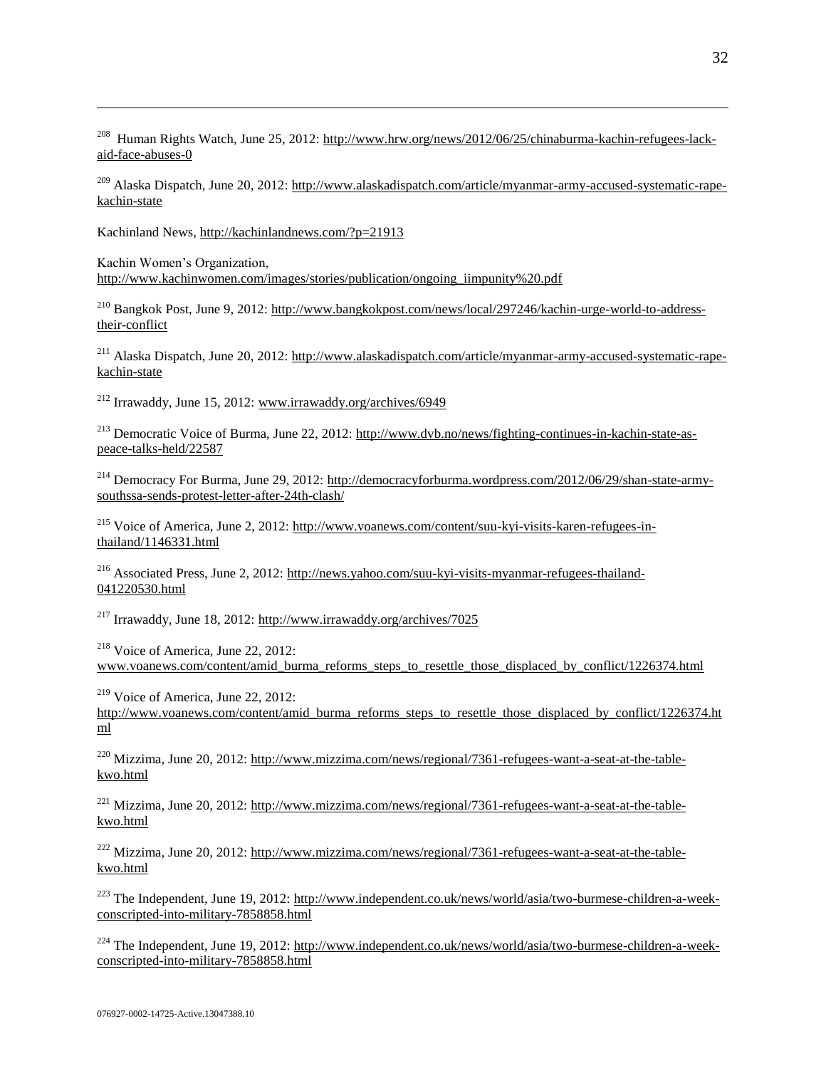[208] Human Rights Watch, June 25, 2012: http://www.hrw.org/news/2012/06/25/chinaburma-kachin-refugees-lack-aid-face-abuses-0

[209] Alaska Dispatch, June 20, 2012: http://www.alaskadispatch.com/article/myanmar-army-accused-systematic-rape-kachin-state

Kachinland News, http://kachinlandnews.com/?p=21913

Kachin Women's Organization, http://www.kachinwomen.com/images/stories/publication/ongoing_iimpunity%20.pdf

[210] Bangkok Post, June 9, 2012: http://www.bangkokpost.com/news/local/297246/kachin-urge-world-to-address-their-conflict

[211] Alaska Dispatch, June 20, 2012: http://www.alaskadispatch.com/article/myanmar-army-accused-systematic-rape-kachin-state

[212] Irrawaddy, June 15, 2012: www.irrawaddy.org/archives/6949

[213] Democratic Voice of Burma, June 22, 2012: http://www.dvb.no/news/fighting-continues-in-kachin-state-as-peace-talks-held/22587

[214] Democracy For Burma, June 29, 2012: http://democracyforburma.wordpress.com/2012/06/29/shan-state-army-southssa-sends-protest-letter-after-24th-clash/

[215] Voice of America, June 2, 2012: http://www.voanews.com/content/suu-kyi-visits-karen-refugees-in-thailand/1146331.html

[216] Associated Press, June 2, 2012: http://news.yahoo.com/suu-kyi-visits-myanmar-refugees-thailand-041220530.html

[217] Irrawaddy, June 18, 2012: http://www.irrawaddy.org/archives/7025

[218] Voice of America, June 22, 2012: www.voanews.com/content/amid_burma_reforms_steps_to_resettle_those_displaced_by_conflict/1226374.html

[219] Voice of America, June 22, 2012: http://www.voanews.com/content/amid_burma_reforms_steps_to_resettle_those_displaced_by_conflict/1226374.html

[220] Mizzima, June 20, 2012: http://www.mizzima.com/news/regional/7361-refugees-want-a-seat-at-the-table-kwo.html

[221] Mizzima, June 20, 2012: http://www.mizzima.com/news/regional/7361-refugees-want-a-seat-at-the-table-kwo.html

[222] Mizzima, June 20, 2012: http://www.mizzima.com/news/regional/7361-refugees-want-a-seat-at-the-table-kwo.html

[223] The Independent, June 19, 2012: http://www.independent.co.uk/news/world/asia/two-burmese-children-a-week-conscripted-into-military-7858858.html

[224] The Independent, June 19, 2012: http://www.independent.co.uk/news/world/asia/two-burmese-children-a-week-conscripted-into-military-7858858.html

076927-0002-14725-Active.13047388.10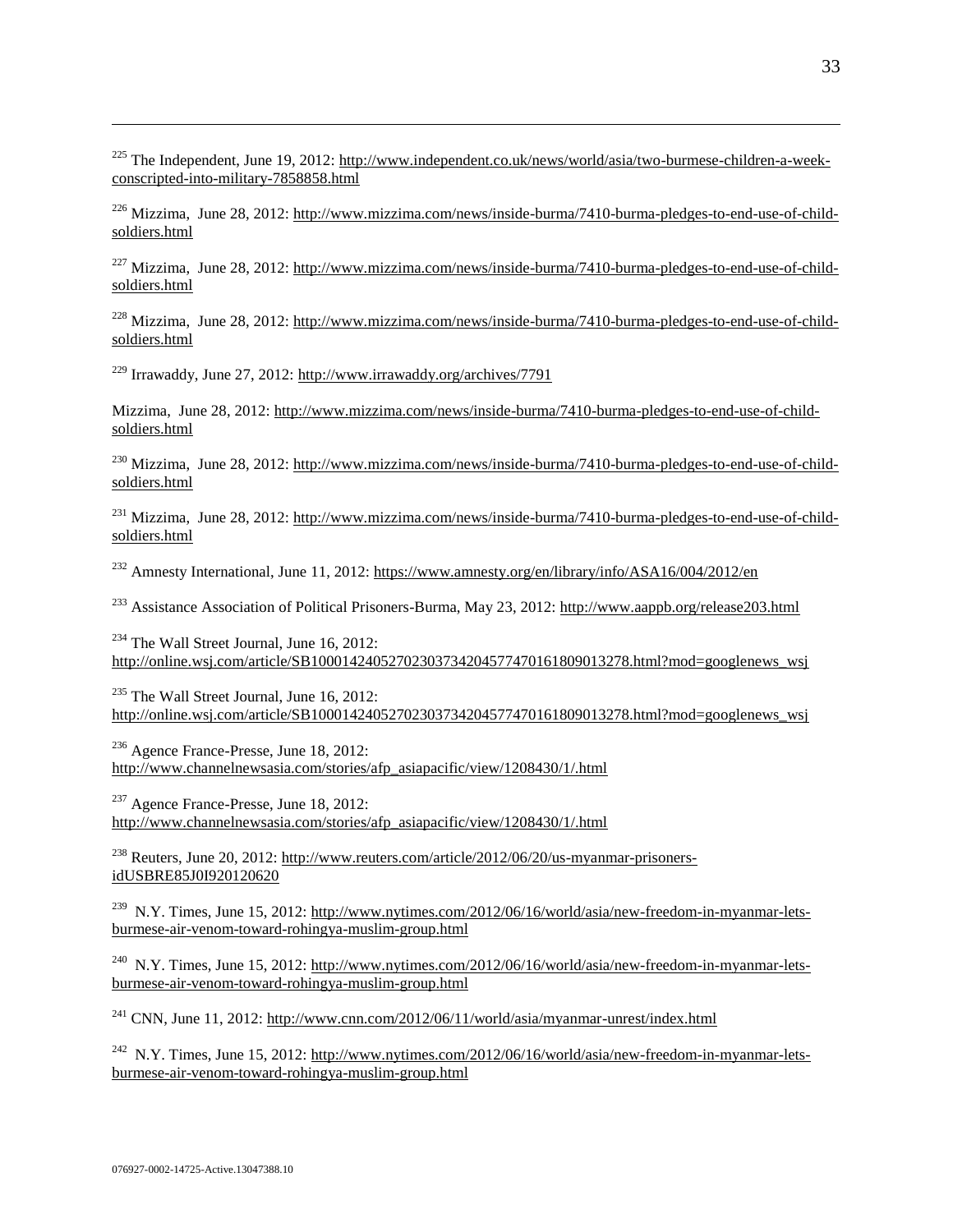[225] The Independent, June 19, 2012: http://www.independent.co.uk/news/world/asia/two-burmese-children-a-week-conscripted-into-military-7858858.html

[226] Mizzima, June 28, 2012: http://www.mizzima.com/news/inside-burma/7410-burma-pledges-to-end-use-of-child-soldiers.html

[227] Mizzima, June 28, 2012: http://www.mizzima.com/news/inside-burma/7410-burma-pledges-to-end-use-of-child-soldiers.html

[228] Mizzima, June 28, 2012: http://www.mizzima.com/news/inside-burma/7410-burma-pledges-to-end-use-of-child-soldiers.html

[229] Irrawaddy, June 27, 2012: http://www.irrawaddy.org/archives/7791

Mizzima, June 28, 2012: http://www.mizzima.com/news/inside-burma/7410-burma-pledges-to-end-use-of-child-soldiers.html

[230] Mizzima, June 28, 2012: http://www.mizzima.com/news/inside-burma/7410-burma-pledges-to-end-use-of-child-soldiers.html

[231] Mizzima, June 28, 2012: http://www.mizzima.com/news/inside-burma/7410-burma-pledges-to-end-use-of-child-soldiers.html

[232] Amnesty International, June 11, 2012: https://www.amnesty.org/en/library/info/ASA16/004/2012/en

[233] Assistance Association of Political Prisoners-Burma, May 23, 2012: http://www.aappb.org/release203.html

[234] The Wall Street Journal, June 16, 2012: http://online.wsj.com/article/SB10001424052702303734204577470161809013278.html?mod=googlenews_wsj

[235] The Wall Street Journal, June 16, 2012: http://online.wsj.com/article/SB10001424052702303734204577470161809013278.html?mod=googlenews_wsj

[236] Agence France-Presse, June 18, 2012: http://www.channelnewsasia.com/stories/afp_asiapacific/view/1208430/1/.html

[237] Agence France-Presse, June 18, 2012: http://www.channelnewsasia.com/stories/afp_asiapacific/view/1208430/1/.html

[238] Reuters, June 20, 2012: http://www.reuters.com/article/2012/06/20/us-myanmar-prisoners-idUSBRE85J0I920120620

[239] N.Y. Times, June 15, 2012: http://www.nytimes.com/2012/06/16/world/asia/new-freedom-in-myanmar-lets-burmese-air-venom-toward-rohingya-muslim-group.html

[240] N.Y. Times, June 15, 2012: http://www.nytimes.com/2012/06/16/world/asia/new-freedom-in-myanmar-lets-burmese-air-venom-toward-rohingya-muslim-group.html

[241] CNN, June 11, 2012: http://www.cnn.com/2012/06/11/world/asia/myanmar-unrest/index.html

[242] N.Y. Times, June 15, 2012: http://www.nytimes.com/2012/06/16/world/asia/new-freedom-in-myanmar-lets-burmese-air-venom-toward-rohingya-muslim-group.html

076927-0002-14725-Active.13047388.10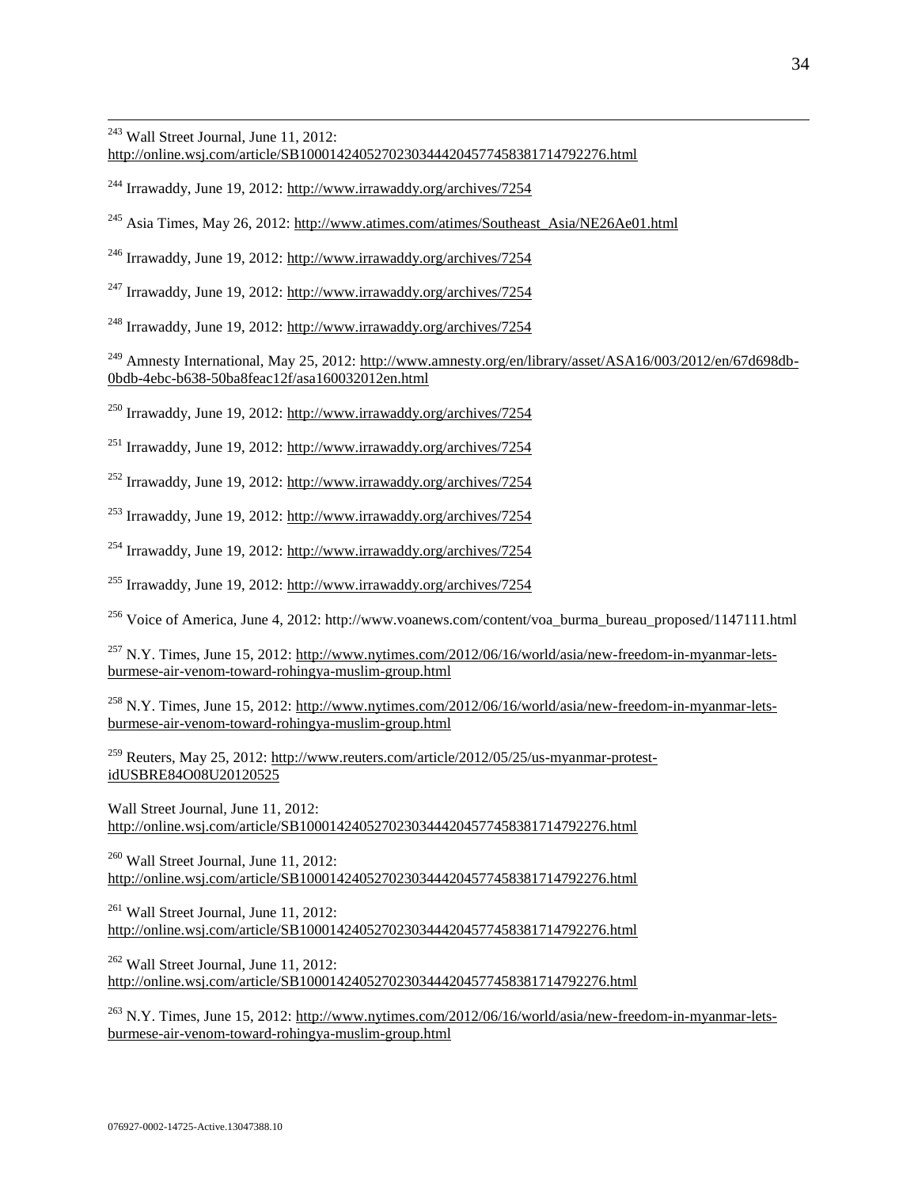[243] Wall Street Journal, June 11, 2012: http://online.wsj.com/article/SB10001424052702303444204577458381714792276.html

[244] Irrawaddy, June 19, 2012: http://www.irrawaddy.org/archives/7254

[245] Asia Times, May 26, 2012: http://www.atimes.com/atimes/Southeast_Asia/NE26Ae01.html

[246] Irrawaddy, June 19, 2012: http://www.irrawaddy.org/archives/7254

[247] Irrawaddy, June 19, 2012: http://www.irrawaddy.org/archives/7254

[248] Irrawaddy, June 19, 2012: http://www.irrawaddy.org/archives/7254

[249] Amnesty International, May 25, 2012: http://www.amnesty.org/en/library/asset/ASA16/003/2012/en/67d698db-0bdb-4ebc-b638-50ba8feac12f/asa160032012en.html

[250] Irrawaddy, June 19, 2012: http://www.irrawaddy.org/archives/7254

[251] Irrawaddy, June 19, 2012: http://www.irrawaddy.org/archives/7254

[252] Irrawaddy, June 19, 2012: http://www.irrawaddy.org/archives/7254

[253] Irrawaddy, June 19, 2012: http://www.irrawaddy.org/archives/7254

[254] Irrawaddy, June 19, 2012: http://www.irrawaddy.org/archives/7254

[255] Irrawaddy, June 19, 2012: http://www.irrawaddy.org/archives/7254

[256] Voice of America, June 4, 2012: http://www.voanews.com/content/voa_burma_bureau_proposed/1147111.html

[257] N.Y. Times, June 15, 2012: http://www.nytimes.com/2012/06/16/world/asia/new-freedom-in-myanmar-lets-burmese-air-venom-toward-rohingya-muslim-group.html

[258] N.Y. Times, June 15, 2012: http://www.nytimes.com/2012/06/16/world/asia/new-freedom-in-myanmar-lets-burmese-air-venom-toward-rohingya-muslim-group.html

[259] Reuters, May 25, 2012: http://www.reuters.com/article/2012/05/25/us-myanmar-protest-idUSBRE84O08U20120525

Wall Street Journal, June 11, 2012: http://online.wsj.com/article/SB10001424052702303444204577458381714792276.html

[260] Wall Street Journal, June 11, 2012: http://online.wsj.com/article/SB10001424052702303444204577458381714792276.html

[261] Wall Street Journal, June 11, 2012: http://online.wsj.com/article/SB10001424052702303444204577458381714792276.html

[262] Wall Street Journal, June 11, 2012: http://online.wsj.com/article/SB10001424052702303444204577458381714792276.html

[263] N.Y. Times, June 15, 2012: http://www.nytimes.com/2012/06/16/world/asia/new-freedom-in-myanmar-lets-burmese-air-venom-toward-rohingya-muslim-group.html

076927-0002-14725-Active.13047388.10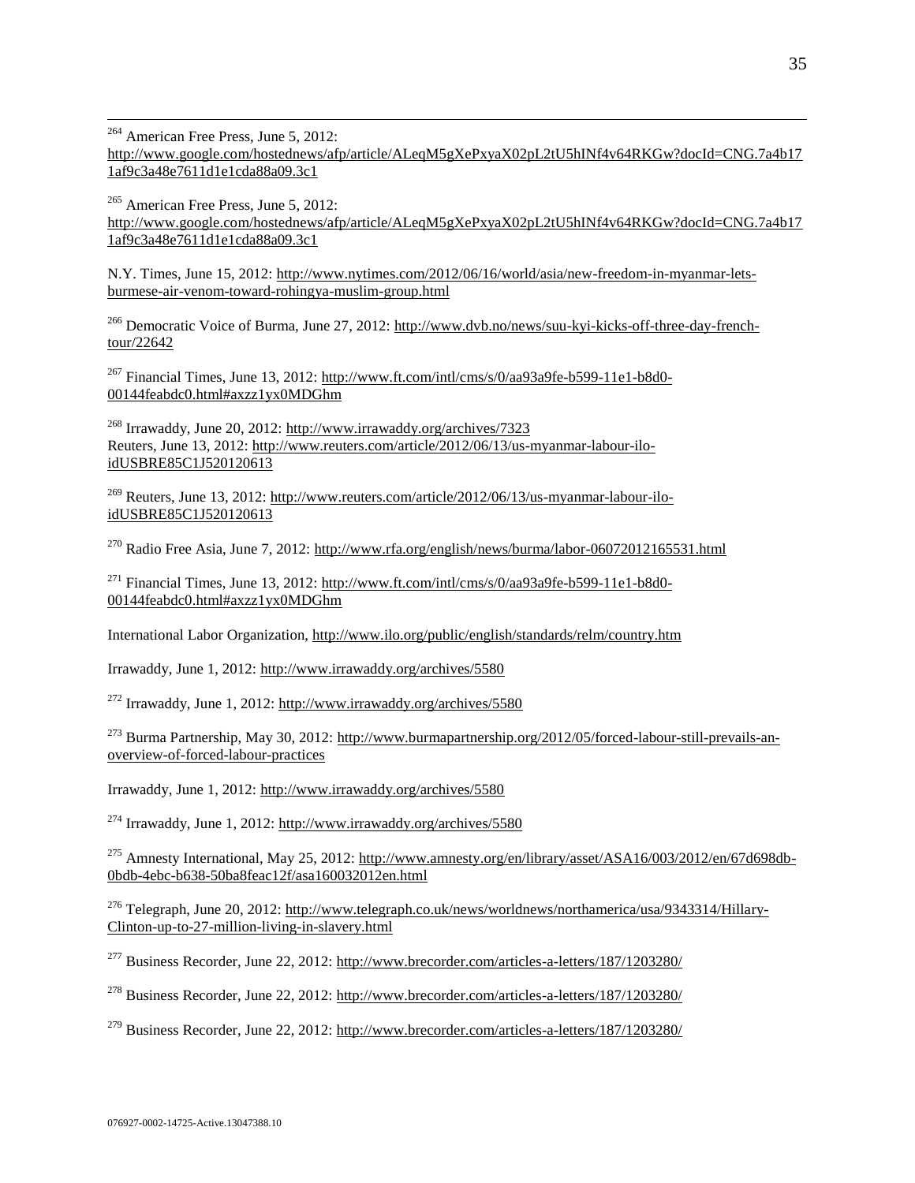[264] American Free Press, June 5, 2012: http://www.google.com/hostednews/afp/article/ALeqM5gXePxyaX02pL2tU5hINf4v64RKGw?docId=CNG.7a4b171af9c3a48e7611d1e1cda88a09.3c1

[265] American Free Press, June 5, 2012: http://www.google.com/hostednews/afp/article/ALeqM5gXePxyaX02pL2tU5hINf4v64RKGw?docId=CNG.7a4b171af9c3a48e7611d1e1cda88a09.3c1

N.Y. Times, June 15, 2012: http://www.nytimes.com/2012/06/16/world/asia/new-freedom-in-myanmar-lets-burmese-air-venom-toward-rohingya-muslim-group.html

[266] Democratic Voice of Burma, June 27, 2012: http://www.dvb.no/news/suu-kyi-kicks-off-three-day-french-tour/22642

[267] Financial Times, June 13, 2012: http://www.ft.com/intl/cms/s/0/aa93a9fe-b599-11e1-b8d0-00144feabdc0.html#axzz1yx0MDGhm

[268] Irrawaddy, June 20, 2012: http://www.irrawaddy.org/archives/7323
Reuters, June 13, 2012: http://www.reuters.com/article/2012/06/13/us-myanmar-labour-ilo-idUSBRE85C1J520120613

[269] Reuters, June 13, 2012: http://www.reuters.com/article/2012/06/13/us-myanmar-labour-ilo-idUSBRE85C1J520120613

[270] Radio Free Asia, June 7, 2012: http://www.rfa.org/english/news/burma/labor-06072012165531.html

[271] Financial Times, June 13, 2012: http://www.ft.com/intl/cms/s/0/aa93a9fe-b599-11e1-b8d0-00144feabdc0.html#axzz1yx0MDGhm

International Labor Organization, http://www.ilo.org/public/english/standards/relm/country.htm

Irrawaddy, June 1, 2012: http://www.irrawaddy.org/archives/5580

[272] Irrawaddy, June 1, 2012: http://www.irrawaddy.org/archives/5580

[273] Burma Partnership, May 30, 2012: http://www.burmapartnership.org/2012/05/forced-labour-still-prevails-an-overview-of-forced-labour-practices

Irrawaddy, June 1, 2012: http://www.irrawaddy.org/archives/5580

[274] Irrawaddy, June 1, 2012: http://www.irrawaddy.org/archives/5580

[275] Amnesty International, May 25, 2012: http://www.amnesty.org/en/library/asset/ASA16/003/2012/en/67d698db-0bdb-4ebc-b638-50ba8feac12f/asa160032012en.html

[276] Telegraph, June 20, 2012: http://www.telegraph.co.uk/news/worldnews/northamerica/usa/9343314/Hillary-Clinton-up-to-27-million-living-in-slavery.html

[277] Business Recorder, June 22, 2012: http://www.brecorder.com/articles-a-letters/187/1203280/

[278] Business Recorder, June 22, 2012: http://www.brecorder.com/articles-a-letters/187/1203280/

[279] Business Recorder, June 22, 2012: http://www.brecorder.com/articles-a-letters/187/1203280/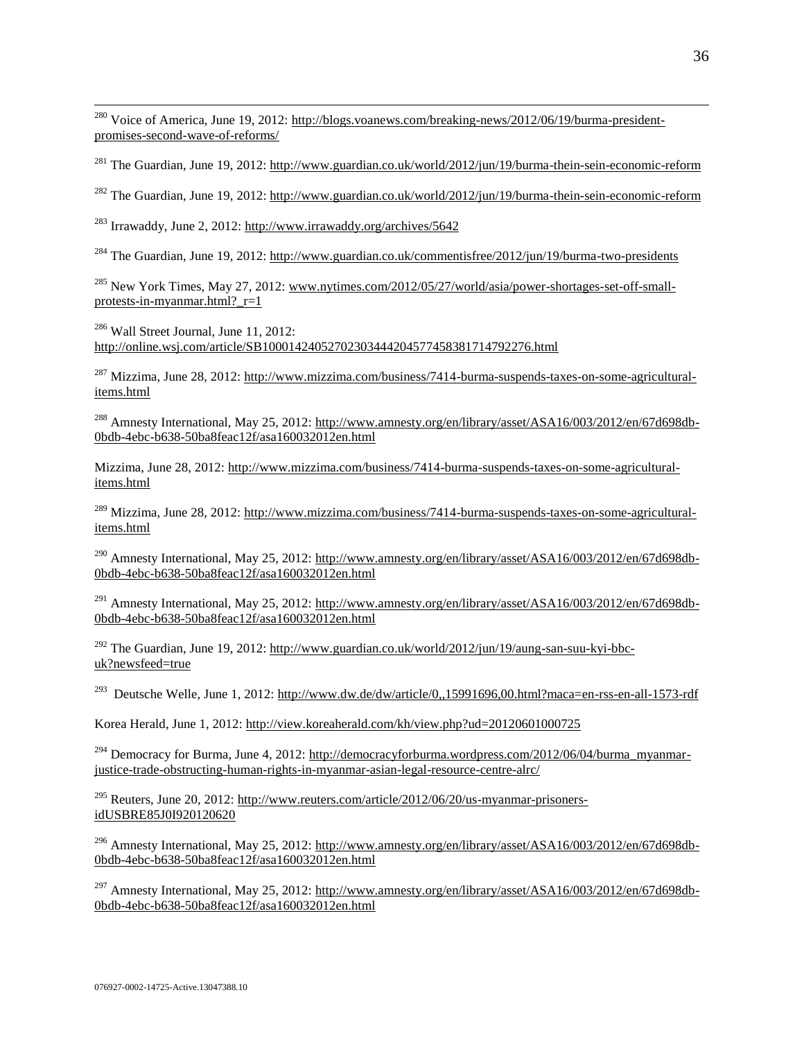[280] Voice of America, June 19, 2012: http://blogs.voanews.com/breaking-news/2012/06/19/burma-president-promises-second-wave-of-reforms/

[281] The Guardian, June 19, 2012: http://www.guardian.co.uk/world/2012/jun/19/burma-thein-sein-economic-reform

[282] The Guardian, June 19, 2012: http://www.guardian.co.uk/world/2012/jun/19/burma-thein-sein-economic-reform

[283] Irrawaddy, June 2, 2012: http://www.irrawaddy.org/archives/5642

[284] The Guardian, June 19, 2012: http://www.guardian.co.uk/commentisfree/2012/jun/19/burma-two-presidents

[285] New York Times, May 27, 2012: www.nytimes.com/2012/05/27/world/asia/power-shortages-set-off-small-protests-in-myanmar.html?_r=1

[286] Wall Street Journal, June 11, 2012: http://online.wsj.com/article/SB10001424052702303444204577458381714792276.html

[287] Mizzima, June 28, 2012: http://www.mizzima.com/business/7414-burma-suspends-taxes-on-some-agricultural-items.html

[288] Amnesty International, May 25, 2012: http://www.amnesty.org/en/library/asset/ASA16/003/2012/en/67d698db-0bdb-4ebc-b638-50ba8feac12f/asa160032012en.html

Mizzima, June 28, 2012: http://www.mizzima.com/business/7414-burma-suspends-taxes-on-some-agricultural-items.html

[289] Mizzima, June 28, 2012: http://www.mizzima.com/business/7414-burma-suspends-taxes-on-some-agricultural-items.html

[290] Amnesty International, May 25, 2012: http://www.amnesty.org/en/library/asset/ASA16/003/2012/en/67d698db-0bdb-4ebc-b638-50ba8feac12f/asa160032012en.html

[291] Amnesty International, May 25, 2012: http://www.amnesty.org/en/library/asset/ASA16/003/2012/en/67d698db-0bdb-4ebc-b638-50ba8feac12f/asa160032012en.html

[292] The Guardian, June 19, 2012: http://www.guardian.co.uk/world/2012/jun/19/aung-san-suu-kyi-bbc-uk?newsfeed=true

[293] Deutsche Welle, June 1, 2012: http://www.dw.de/dw/article/0,,15991696,00.html?maca=en-rss-en-all-1573-rdf

Korea Herald, June 1, 2012: http://view.koreaherald.com/kh/view.php?ud=20120601000725

[294] Democracy for Burma, June 4, 2012: http://democracyforburma.wordpress.com/2012/06/04/burma_myanmar-justice-trade-obstructing-human-rights-in-myanmar-asian-legal-resource-centre-alrc/

[295] Reuters, June 20, 2012: http://www.reuters.com/article/2012/06/20/us-myanmar-prisoners-idUSBRE85J0I920120620

[296] Amnesty International, May 25, 2012: http://www.amnesty.org/en/library/asset/ASA16/003/2012/en/67d698db-0bdb-4ebc-b638-50ba8feac12f/asa160032012en.html

[297] Amnesty International, May 25, 2012: http://www.amnesty.org/en/library/asset/ASA16/003/2012/en/67d698db-0bdb-4ebc-b638-50ba8feac12f/asa160032012en.html

076927-0002-14725-Active.13047388.10